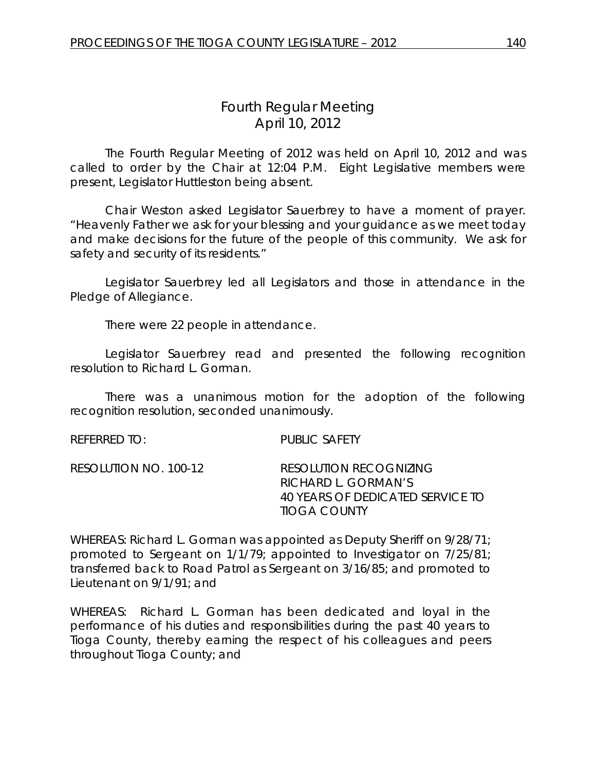# Fourth Regular Meeting
## April 10, 2012

The Fourth Regular Meeting of 2012 was held on April 10, 2012 and was called to order by the Chair at 12:04 P.M. Eight Legislative members were present, Legislator Huttleston being absent.

Chair Weston asked Legislator Sauerbrey to have a moment of prayer. "Heavenly Father we ask for your blessing and your guidance as we meet today and make decisions for the future of the people of this community. We ask for safety and security of its residents."

Legislator Sauerbrey led all Legislators and those in attendance in the Pledge of Allegiance.

There were 22 people in attendance.

Legislator Sauerbrey read and presented the following recognition resolution to Richard L. Gorman.

There was a unanimous motion for the adoption of the following recognition resolution, seconded unanimously.

REFERRED TO: PUBLIC SAFETY

RESOLUTION NO. 100-12 RESOLUTION RECOGNIZING RICHARD L. GORMAN'S 40 YEARS OF DEDICATED SERVICE TO TIOGA COUNTY

WHEREAS: Richard L. Gorman was appointed as Deputy Sheriff on 9/28/71; promoted to Sergeant on 1/1/79; appointed to Investigator on 7/25/81; transferred back to Road Patrol as Sergeant on 3/16/85; and promoted to Lieutenant on 9/1/91; and

WHEREAS: Richard L. Gorman has been dedicated and loyal in the performance of his duties and responsibilities during the past 40 years to Tioga County, thereby earning the respect of his colleagues and peers throughout Tioga County; and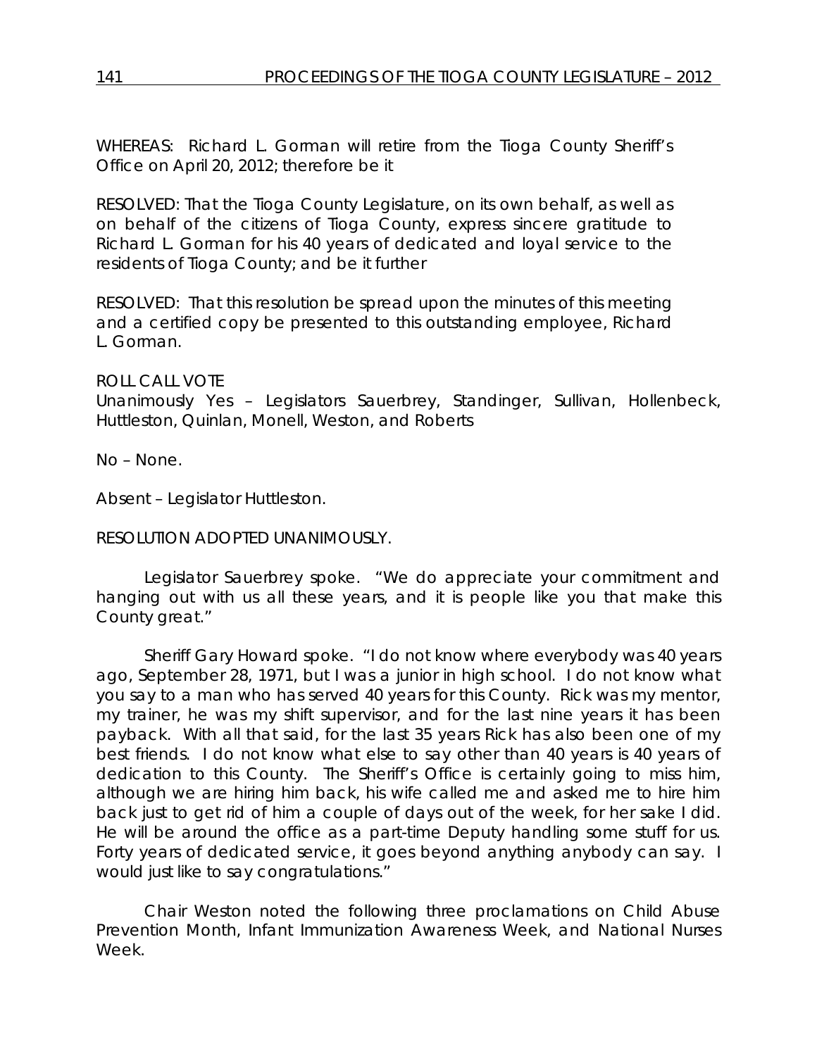WHEREAS: Richard L. Gorman will retire from the Tioga County Sheriff's Office on April 20, 2012; therefore be it

RESOLVED: That the Tioga County Legislature, on its own behalf, as well as on behalf of the citizens of Tioga County, express sincere gratitude to Richard L. Gorman for his 40 years of dedicated and loyal service to the residents of Tioga County; and be it further

RESOLVED: That this resolution be spread upon the minutes of this meeting and a certified copy be presented to this outstanding employee, Richard L. Gorman.

ROLL CALL VOTE
Unanimously Yes – Legislators Sauerbrey, Standinger, Sullivan, Hollenbeck, Huttleston, Quinlan, Monell, Weston, and Roberts

No – None.

Absent – Legislator Huttleston.

RESOLUTION ADOPTED UNANIMOUSLY.

Legislator Sauerbrey spoke. "We do appreciate your commitment and hanging out with us all these years, and it is people like you that make this County great."

Sheriff Gary Howard spoke. "I do not know where everybody was 40 years ago, September 28, 1971, but I was a junior in high school. I do not know what you say to a man who has served 40 years for this County. Rick was my mentor, my trainer, he was my shift supervisor, and for the last nine years it has been payback. With all that said, for the last 35 years Rick has also been one of my best friends. I do not know what else to say other than 40 years is 40 years of dedication to this County. The Sheriff's Office is certainly going to miss him, although we are hiring him back, his wife called me and asked me to hire him back just to get rid of him a couple of days out of the week, for her sake I did. He will be around the office as a part-time Deputy handling some stuff for us. Forty years of dedicated service, it goes beyond anything anybody can say. I would just like to say congratulations."

Chair Weston noted the following three proclamations on Child Abuse Prevention Month, Infant Immunization Awareness Week, and National Nurses Week.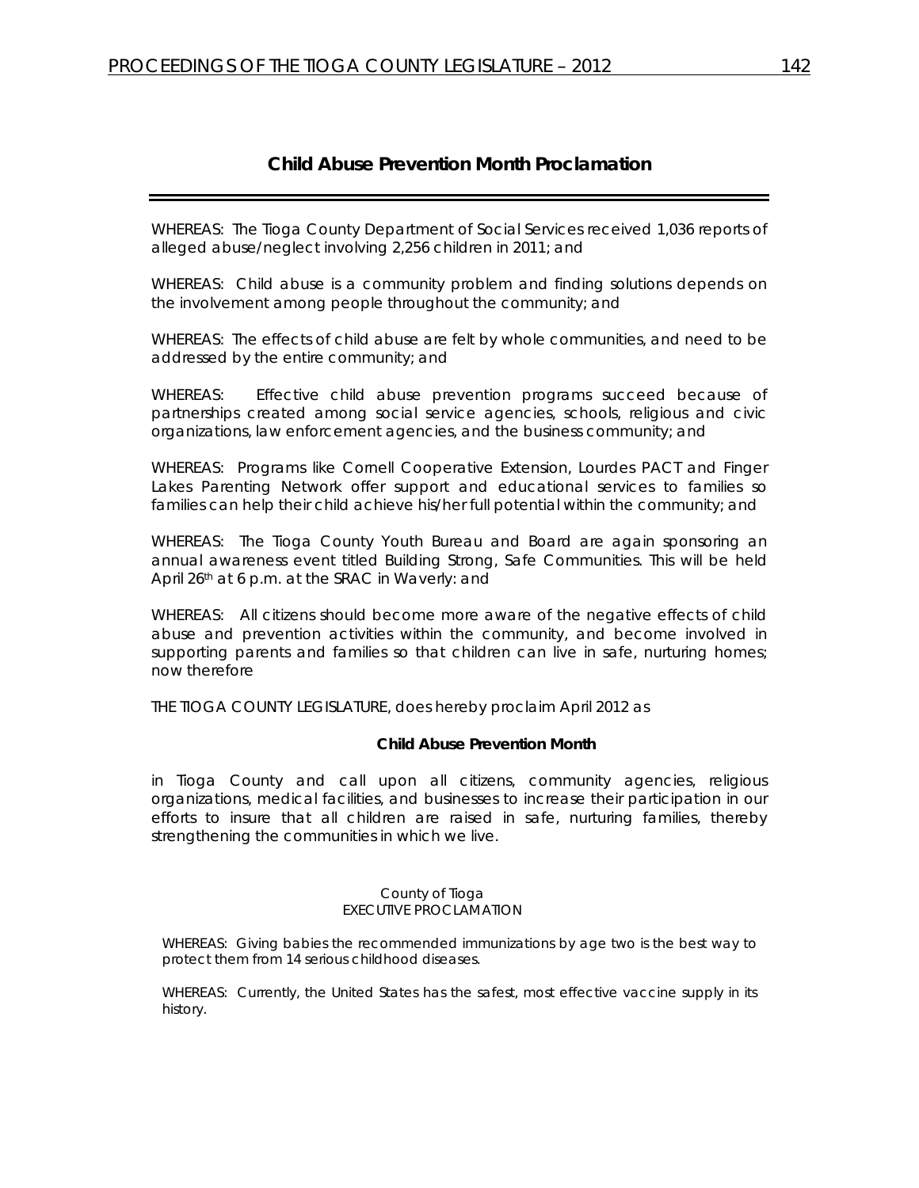## Child Abuse Prevention Month Proclamation

WHEREAS: The Tioga County Department of Social Services received 1,036 reports of alleged abuse/neglect involving 2,256 children in 2011; and

WHEREAS: Child abuse is a community problem and finding solutions depends on the involvement among people throughout the community; and

WHEREAS: The effects of child abuse are felt by whole communities, and need to be addressed by the entire community; and

WHEREAS: Effective child abuse prevention programs succeed because of partnerships created among social service agencies, schools, religious and civic organizations, law enforcement agencies, and the business community; and

WHEREAS: Programs like Cornell Cooperative Extension, Lourdes PACT and Finger Lakes Parenting Network offer support and educational services to families so families can help their child achieve his/her full potential within the community; and

WHEREAS: The Tioga County Youth Bureau and Board are again sponsoring an annual awareness event titled Building Strong, Safe Communities. This will be held April 26th at 6 p.m. at the SRAC in Waverly: and

WHEREAS: All citizens should become more aware of the negative effects of child abuse and prevention activities within the community, and become involved in supporting parents and families so that children can live in safe, nurturing homes; now therefore

THE TIOGA COUNTY LEGISLATURE, does hereby proclaim April 2012 as

**Child Abuse Prevention Month**

in Tioga County and call upon all citizens, community agencies, religious organizations, medical facilities, and businesses to increase their participation in our efforts to insure that all children are raised in safe, nurturing families, thereby strengthening the communities in which we live.

County of Tioga
EXECUTIVE PROCLAMATION

WHEREAS: Giving babies the recommended immunizations by age two is the best way to protect them from 14 serious childhood diseases.

WHEREAS: Currently, the United States has the safest, most effective vaccine supply in its history.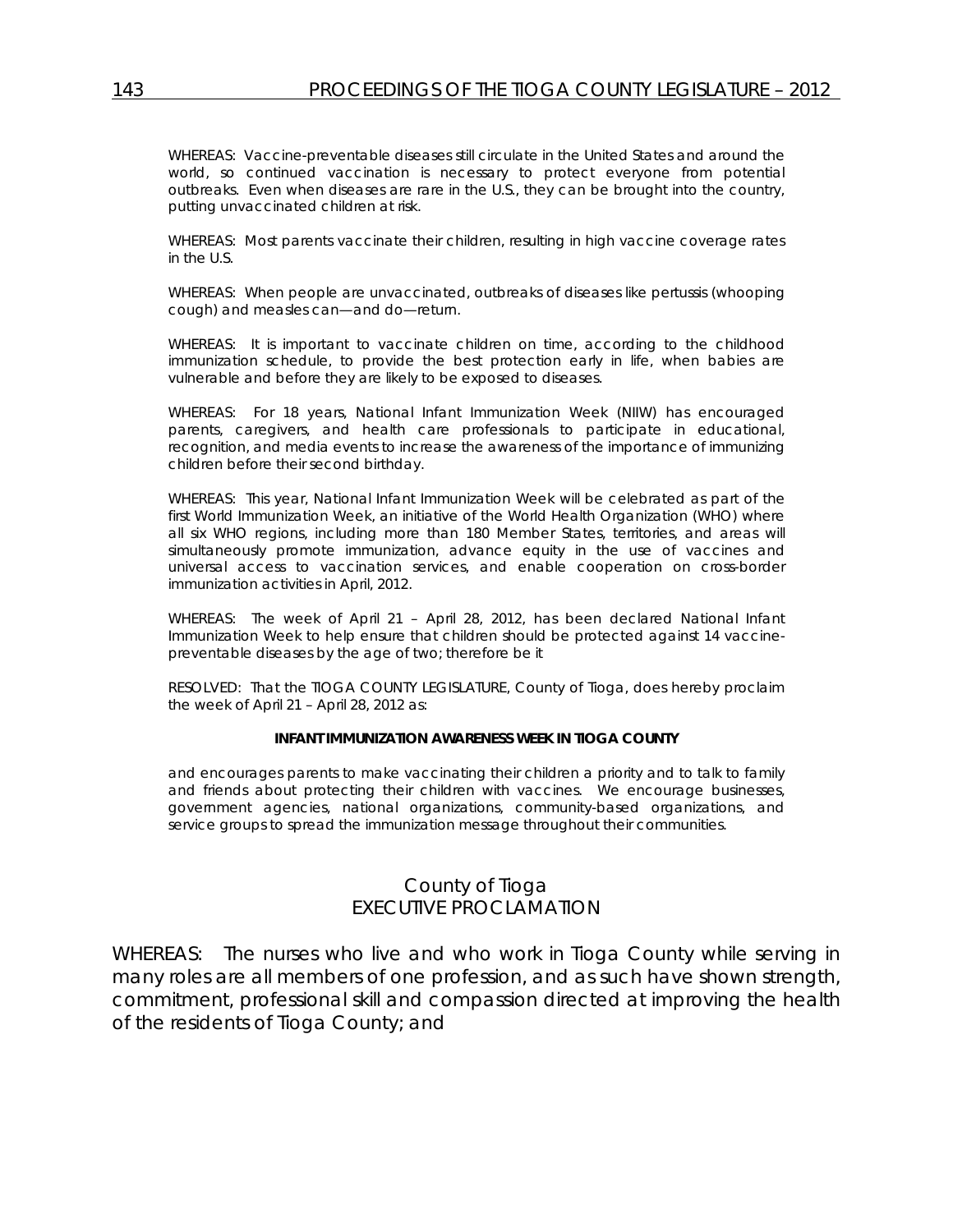WHEREAS: Vaccine-preventable diseases still circulate in the United States and around the world, so continued vaccination is necessary to protect everyone from potential outbreaks. Even when diseases are rare in the U.S., they can be brought into the country, putting unvaccinated children at risk.

WHEREAS: Most parents vaccinate their children, resulting in high vaccine coverage rates in the U.S.

WHEREAS: When people are unvaccinated, outbreaks of diseases like pertussis (whooping cough) and measles can—and do—return.

WHEREAS: It is important to vaccinate children on time, according to the childhood immunization schedule, to provide the best protection early in life, when babies are vulnerable and before they are likely to be exposed to diseases.

WHEREAS: For 18 years, National Infant Immunization Week (NIIW) has encouraged parents, caregivers, and health care professionals to participate in educational, recognition, and media events to increase the awareness of the importance of immunizing children before their second birthday.

WHEREAS: This year, National Infant Immunization Week will be celebrated as part of the first World Immunization Week, an initiative of the World Health Organization (WHO) where all six WHO regions, including more than 180 Member States, territories, and areas will simultaneously promote immunization, advance equity in the use of vaccines and universal access to vaccination services, and enable cooperation on cross-border immunization activities in April, 2012.

WHEREAS: The week of April 21 – April 28, 2012, has been declared National Infant Immunization Week to help ensure that children should be protected against 14 vaccine-preventable diseases by the age of two; therefore be it

RESOLVED: That the TIOGA COUNTY LEGISLATURE, County of Tioga, does hereby proclaim the week of April 21 – April 28, 2012 as:

**INFANT IMMUNIZATION AWARENESS WEEK IN TIOGA COUNTY**

and encourages parents to make vaccinating their children a priority and to talk to family and friends about protecting their children with vaccines. We encourage businesses, government agencies, national organizations, community-based organizations, and service groups to spread the immunization message throughout their communities.

## County of Tioga
## EXECUTIVE PROCLAMATION

WHEREAS: The nurses who live and who work in Tioga County while serving in many roles are all members of one profession, and as such have shown strength, commitment, professional skill and compassion directed at improving the health of the residents of Tioga County; and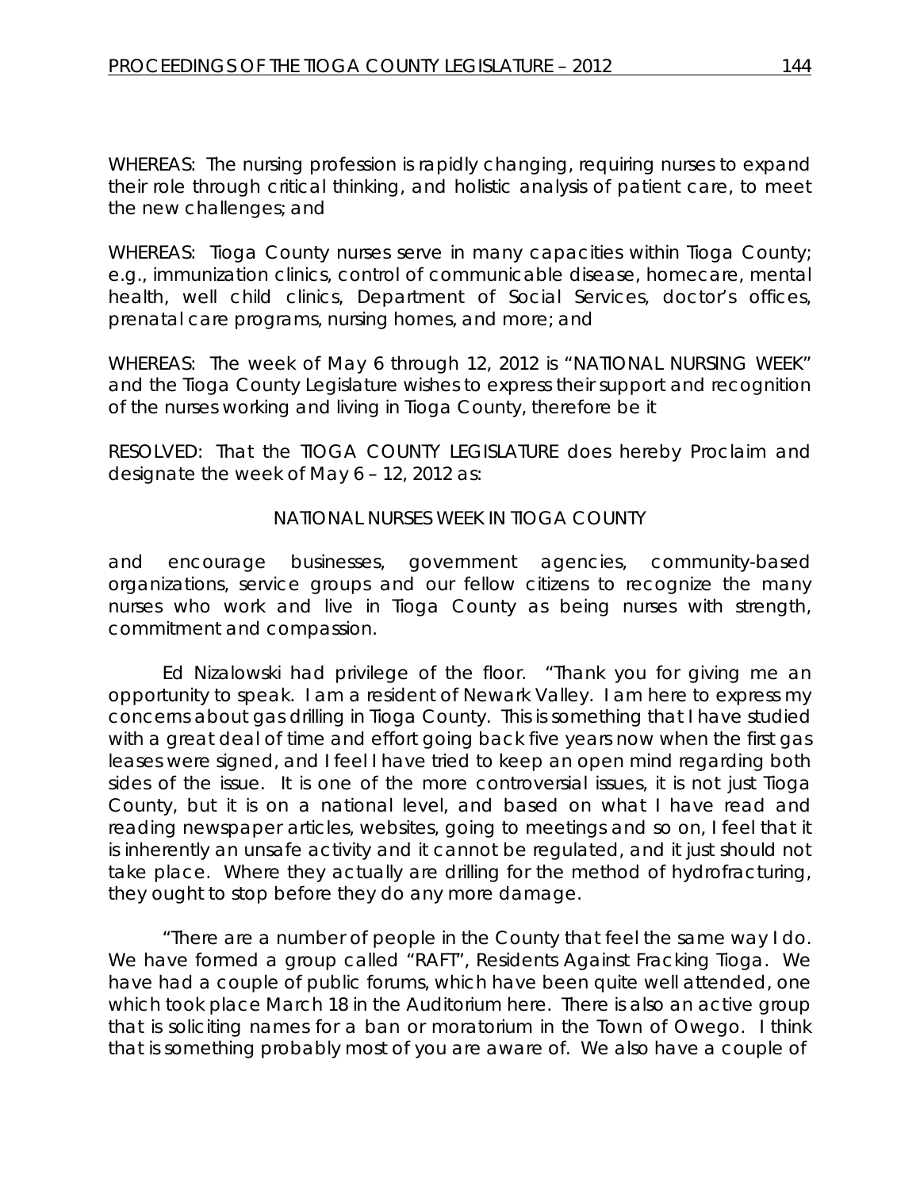WHEREAS: The nursing profession is rapidly changing, requiring nurses to expand their role through critical thinking, and holistic analysis of patient care, to meet the new challenges; and

WHEREAS: Tioga County nurses serve in many capacities within Tioga County; e.g., immunization clinics, control of communicable disease, homecare, mental health, well child clinics, Department of Social Services, doctor's offices, prenatal care programs, nursing homes, and more; and

WHEREAS: The week of May 6 through 12, 2012 is "NATIONAL NURSING WEEK" and the Tioga County Legislature wishes to express their support and recognition of the nurses working and living in Tioga County, therefore be it

RESOLVED: That the TIOGA COUNTY LEGISLATURE does hereby Proclaim and designate the week of May 6 – 12, 2012 as:

NATIONAL NURSES WEEK IN TIOGA COUNTY

and encourage businesses, government agencies, community-based organizations, service groups and our fellow citizens to recognize the many nurses who work and live in Tioga County as being nurses with strength, commitment and compassion.

Ed Nizalowski had privilege of the floor. "Thank you for giving me an opportunity to speak. I am a resident of Newark Valley. I am here to express my concerns about gas drilling in Tioga County. This is something that I have studied with a great deal of time and effort going back five years now when the first gas leases were signed, and I feel I have tried to keep an open mind regarding both sides of the issue. It is one of the more controversial issues, it is not just Tioga County, but it is on a national level, and based on what I have read and reading newspaper articles, websites, going to meetings and so on, I feel that it is inherently an unsafe activity and it cannot be regulated, and it just should not take place. Where they actually are drilling for the method of hydrofracturing, they ought to stop before they do any more damage.

"There are a number of people in the County that feel the same way I do. We have formed a group called "RAFT", Residents Against Fracking Tioga. We have had a couple of public forums, which have been quite well attended, one which took place March 18 in the Auditorium here. There is also an active group that is soliciting names for a ban or moratorium in the Town of Owego. I think that is something probably most of you are aware of. We also have a couple of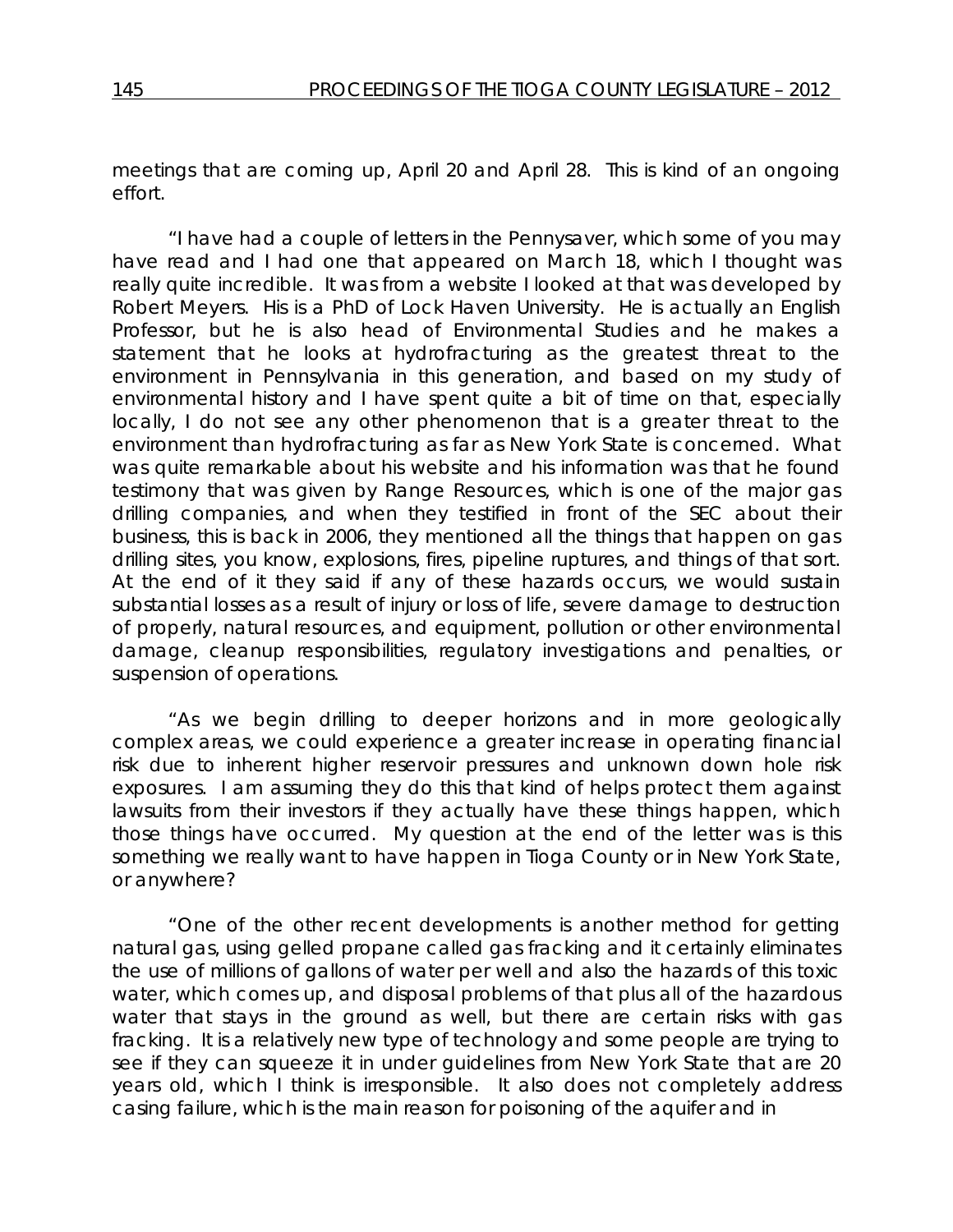meetings that are coming up, April 20 and April 28. This is kind of an ongoing effort.

"I have had a couple of letters in the Pennysaver, which some of you may have read and I had one that appeared on March 18, which I thought was really quite incredible. It was from a website I looked at that was developed by Robert Meyers. His is a PhD of Lock Haven University. He is actually an English Professor, but he is also head of Environmental Studies and he makes a statement that he looks at hydrofracturing as the greatest threat to the environment in Pennsylvania in this generation, and based on my study of environmental history and I have spent quite a bit of time on that, especially locally, I do not see any other phenomenon that is a greater threat to the environment than hydrofracturing as far as New York State is concerned. What was quite remarkable about his website and his information was that he found testimony that was given by Range Resources, which is one of the major gas drilling companies, and when they testified in front of the SEC about their business, this is back in 2006, they mentioned all the things that happen on gas drilling sites, you know, explosions, fires, pipeline ruptures, and things of that sort. At the end of it they said if any of these hazards occurs, we would sustain substantial losses as a result of injury or loss of life, severe damage to destruction of properly, natural resources, and equipment, pollution or other environmental damage, cleanup responsibilities, regulatory investigations and penalties, or suspension of operations.

"As we begin drilling to deeper horizons and in more geologically complex areas, we could experience a greater increase in operating financial risk due to inherent higher reservoir pressures and unknown down hole risk exposures. I am assuming they do this that kind of helps protect them against lawsuits from their investors if they actually have these things happen, which those things have occurred. My question at the end of the letter was is this something we really want to have happen in Tioga County or in New York State, or anywhere?

"One of the other recent developments is another method for getting natural gas, using gelled propane called gas fracking and it certainly eliminates the use of millions of gallons of water per well and also the hazards of this toxic water, which comes up, and disposal problems of that plus all of the hazardous water that stays in the ground as well, but there are certain risks with gas fracking. It is a relatively new type of technology and some people are trying to see if they can squeeze it in under guidelines from New York State that are 20 years old, which I think is irresponsible. It also does not completely address casing failure, which is the main reason for poisoning of the aquifer and in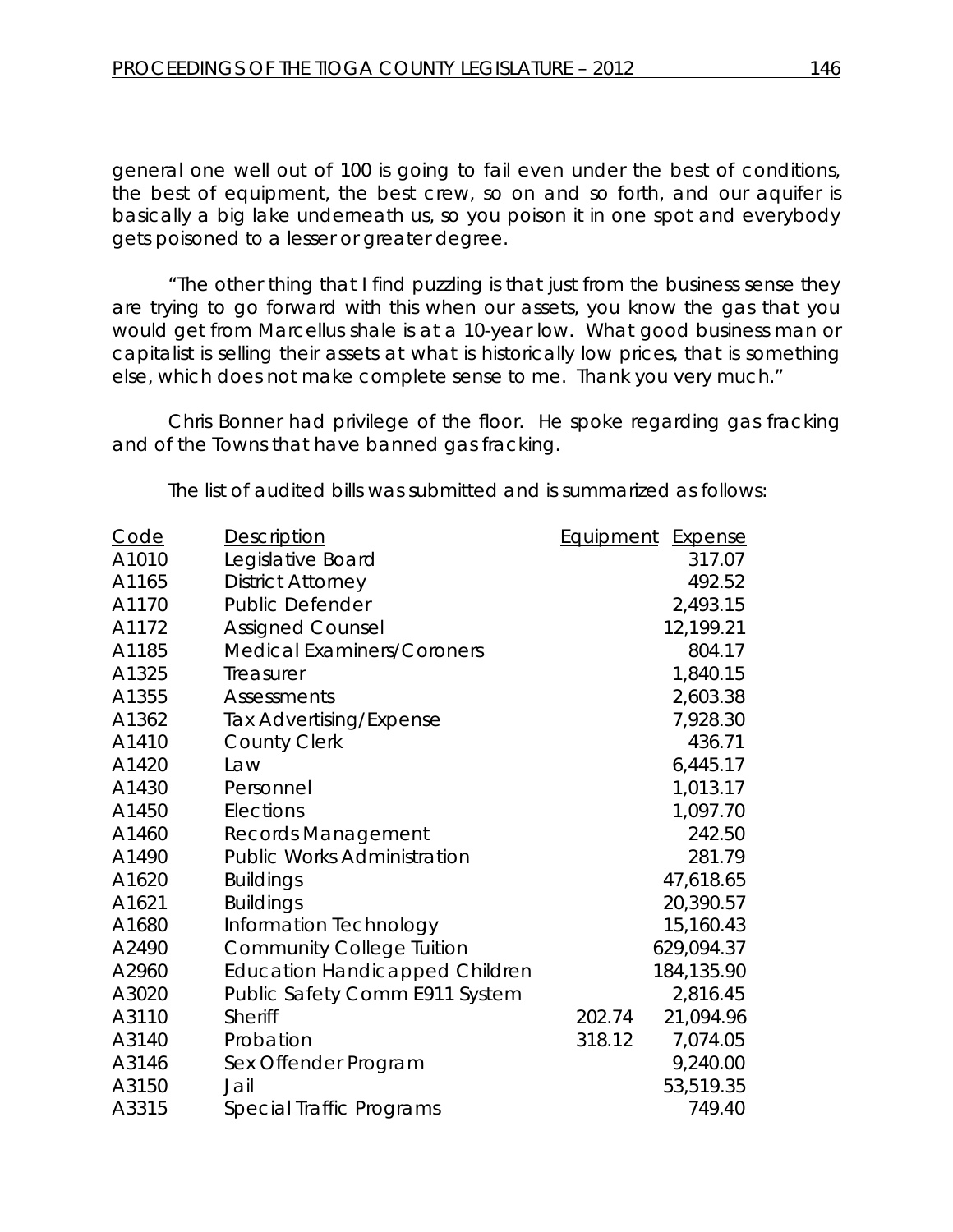general one well out of 100 is going to fail even under the best of conditions, the best of equipment, the best crew, so on and so forth, and our aquifer is basically a big lake underneath us, so you poison it in one spot and everybody gets poisoned to a lesser or greater degree.

"The other thing that I find puzzling is that just from the business sense they are trying to go forward with this when our assets, you know the gas that you would get from Marcellus shale is at a 10-year low. What good business man or capitalist is selling their assets at what is historically low prices, that is something else, which does not make complete sense to me. Thank you very much."

Chris Bonner had privilege of the floor. He spoke regarding gas fracking and of the Towns that have banned gas fracking.

The list of audited bills was submitted and is summarized as follows:

| Code | Description | Equipment | Expense |
|---|---|---|---|
| A1010 | Legislative Board | | 317.07 |
| A1165 | District Attorney | | 492.52 |
| A1170 | Public Defender | | 2,493.15 |
| A1172 | Assigned Counsel | | 12,199.21 |
| A1185 | Medical Examiners/Coroners | | 804.17 |
| A1325 | Treasurer | | 1,840.15 |
| A1355 | Assessments | | 2,603.38 |
| A1362 | Tax Advertising/Expense | | 7,928.30 |
| A1410 | County Clerk | | 436.71 |
| A1420 | Law | | 6,445.17 |
| A1430 | Personnel | | 1,013.17 |
| A1450 | Elections | | 1,097.70 |
| A1460 | Records Management | | 242.50 |
| A1490 | Public Works Administration | | 281.79 |
| A1620 | Buildings | | 47,618.65 |
| A1621 | Buildings | | 20,390.57 |
| A1680 | Information Technology | | 15,160.43 |
| A2490 | Community College Tuition | | 629,094.37 |
| A2960 | Education Handicapped Children | | 184,135.90 |
| A3020 | Public Safety Comm E911 System | | 2,816.45 |
| A3110 | Sheriff | 202.74 | 21,094.96 |
| A3140 | Probation | 318.12 | 7,074.05 |
| A3146 | Sex Offender Program | | 9,240.00 |
| A3150 | Jail | | 53,519.35 |
| A3315 | Special Traffic Programs | | 749.40 |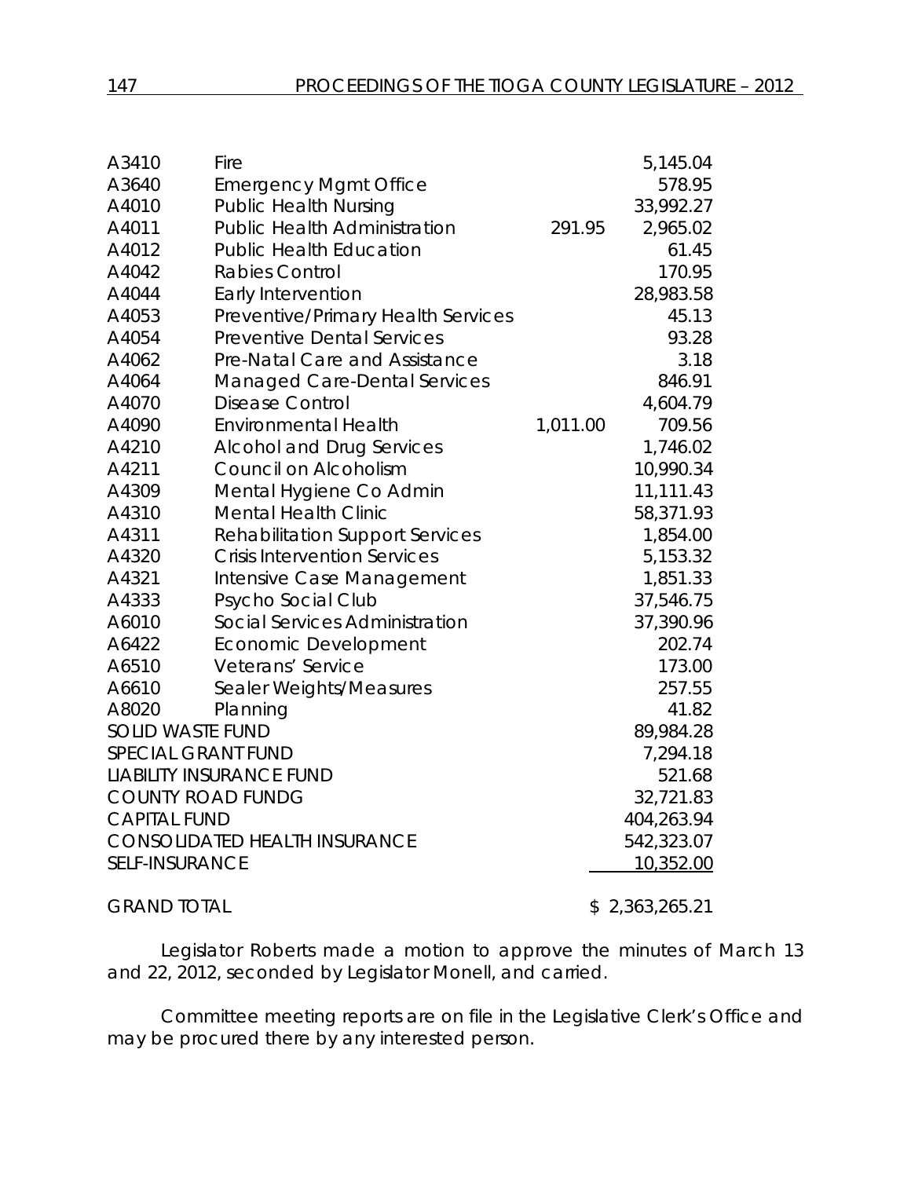| | | | |
|---|---|---|---|
| A3410 | Fire | | 5,145.04 |
| A3640 | Emergency Mgmt Office | | 578.95 |
| A4010 | Public Health Nursing | | 33,992.27 |
| A4011 | Public Health Administration | 291.95 | 2,965.02 |
| A4012 | Public Health Education | | 61.45 |
| A4042 | Rabies Control | | 170.95 |
| A4044 | Early Intervention | | 28,983.58 |
| A4053 | Preventive/Primary Health Services | | 45.13 |
| A4054 | Preventive Dental Services | | 93.28 |
| A4062 | Pre-Natal Care and Assistance | | 3.18 |
| A4064 | Managed Care-Dental Services | | 846.91 |
| A4070 | Disease Control | | 4,604.79 |
| A4090 | Environmental Health | 1,011.00 | 709.56 |
| A4210 | Alcohol and Drug Services | | 1,746.02 |
| A4211 | Council on Alcoholism | | 10,990.34 |
| A4309 | Mental Hygiene Co Admin | | 11,111.43 |
| A4310 | Mental Health Clinic | | 58,371.93 |
| A4311 | Rehabilitation Support Services | | 1,854.00 |
| A4320 | Crisis Intervention Services | | 5,153.32 |
| A4321 | Intensive Case Management | | 1,851.33 |
| A4333 | Psycho Social Club | | 37,546.75 |
| A6010 | Social Services Administration | | 37,390.96 |
| A6422 | Economic Development | | 202.74 |
| A6510 | Veterans' Service | | 173.00 |
| A6610 | Sealer Weights/Measures | | 257.55 |
| A8020 | Planning | | 41.82 |
| SOLID WASTE FUND | | | 89,984.28 |
| SPECIAL GRANT FUND | | | 7,294.18 |
| LIABILITY INSURANCE FUND | | | 521.68 |
| COUNTY ROAD FUNDG | | | 32,721.83 |
| CAPITAL FUND | | | 404,263.94 |
| CONSOLIDATED HEALTH INSURANCE | | | 542,323.07 |
| SELF-INSURANCE | | | 10,352.00 |
| GRAND TOTAL | | | $ 2,363,265.21 |

Legislator Roberts made a motion to approve the minutes of March 13 and 22, 2012, seconded by Legislator Monell, and carried.

Committee meeting reports are on file in the Legislative Clerk's Office and may be procured there by any interested person.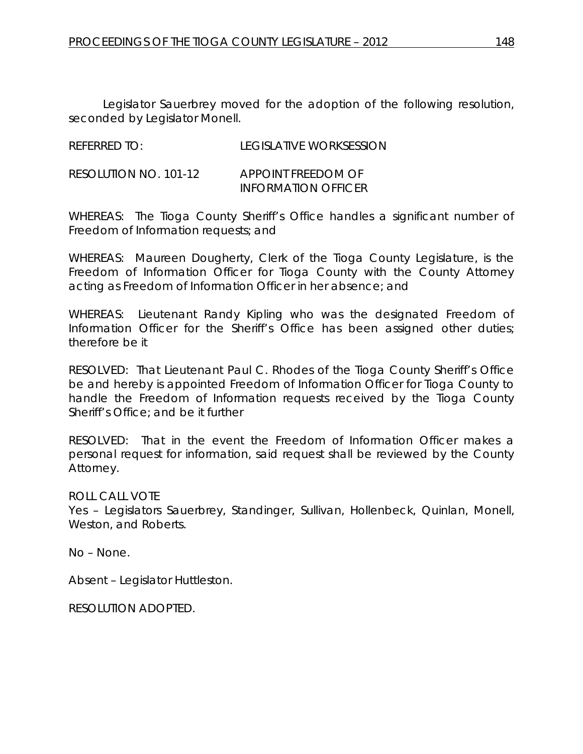Legislator Sauerbrey moved for the adoption of the following resolution, seconded by Legislator Monell.

REFERRED TO: LEGISLATIVE WORKSESSION

RESOLUTION NO. 101-12 APPOINT FREEDOM OF INFORMATION OFFICER

WHEREAS: The Tioga County Sheriff's Office handles a significant number of Freedom of Information requests; and

WHEREAS: Maureen Dougherty, Clerk of the Tioga County Legislature, is the Freedom of Information Officer for Tioga County with the County Attorney acting as Freedom of Information Officer in her absence; and

WHEREAS: Lieutenant Randy Kipling who was the designated Freedom of Information Officer for the Sheriff's Office has been assigned other duties; therefore be it

RESOLVED: That Lieutenant Paul C. Rhodes of the Tioga County Sheriff's Office be and hereby is appointed Freedom of Information Officer for Tioga County to handle the Freedom of Information requests received by the Tioga County Sheriff's Office; and be it further

RESOLVED: That in the event the Freedom of Information Officer makes a personal request for information, said request shall be reviewed by the County Attorney.

ROLL CALL VOTE
Yes – Legislators Sauerbrey, Standinger, Sullivan, Hollenbeck, Quinlan, Monell, Weston, and Roberts.

No – None.

Absent – Legislator Huttleston.

RESOLUTION ADOPTED.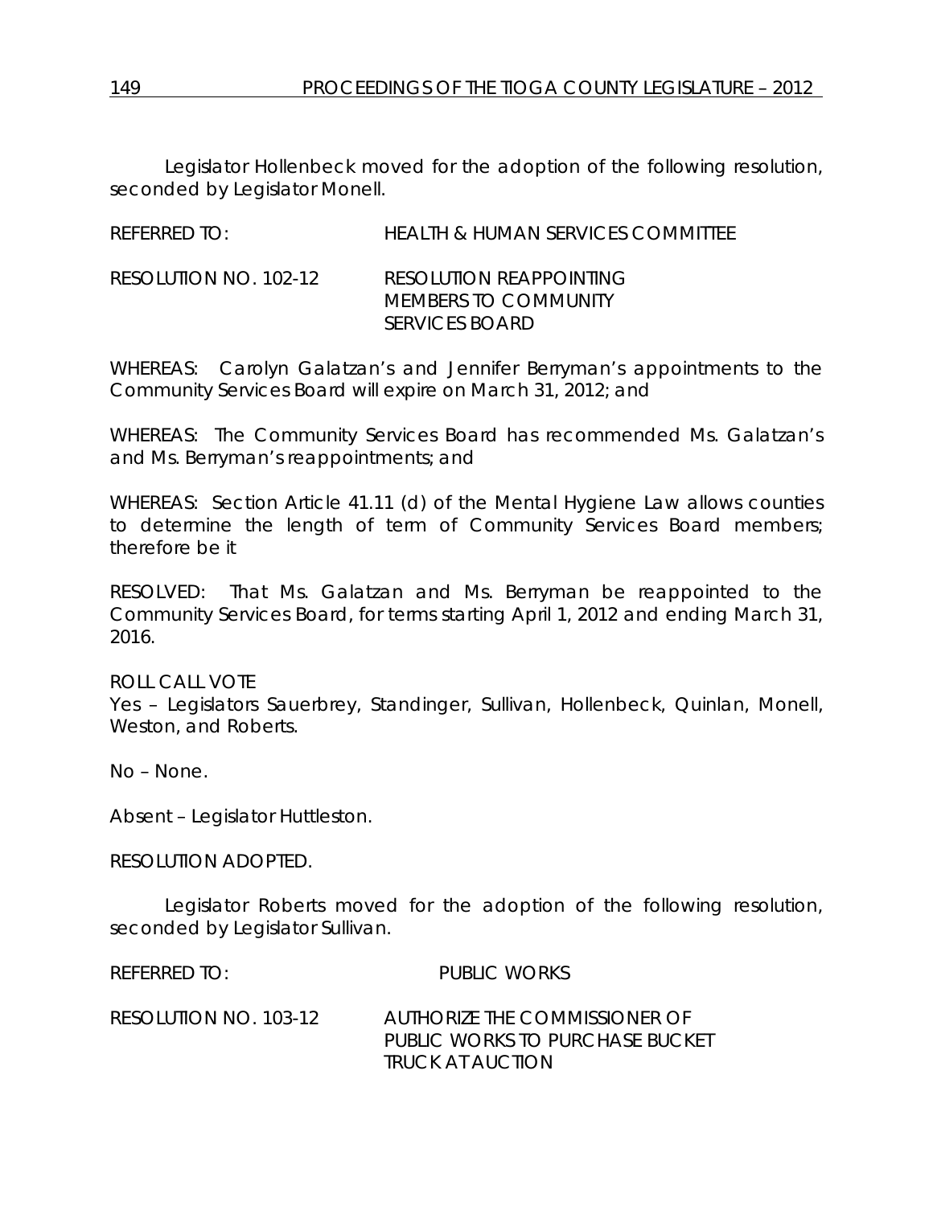Legislator Hollenbeck moved for the adoption of the following resolution, seconded by Legislator Monell.

REFERRED TO: HEALTH & HUMAN SERVICES COMMITTEE

RESOLUTION NO. 102-12 RESOLUTION REAPPOINTING MEMBERS TO COMMUNITY SERVICES BOARD

WHEREAS: Carolyn Galatzan's and Jennifer Berryman's appointments to the Community Services Board will expire on March 31, 2012; and

WHEREAS: The Community Services Board has recommended Ms. Galatzan's and Ms. Berryman's reappointments; and

WHEREAS: Section Article 41.11 (d) of the Mental Hygiene Law allows counties to determine the length of term of Community Services Board members; therefore be it

RESOLVED: That Ms. Galatzan and Ms. Berryman be reappointed to the Community Services Board, for terms starting April 1, 2012 and ending March 31, 2016.

ROLL CALL VOTE
Yes – Legislators Sauerbrey, Standinger, Sullivan, Hollenbeck, Quinlan, Monell, Weston, and Roberts.

No – None.

Absent – Legislator Huttleston.

RESOLUTION ADOPTED.

Legislator Roberts moved for the adoption of the following resolution, seconded by Legislator Sullivan.

REFERRED TO: PUBLIC WORKS

RESOLUTION NO. 103-12 AUTHORIZE THE COMMISSIONER OF PUBLIC WORKS TO PURCHASE BUCKET TRUCK AT AUCTION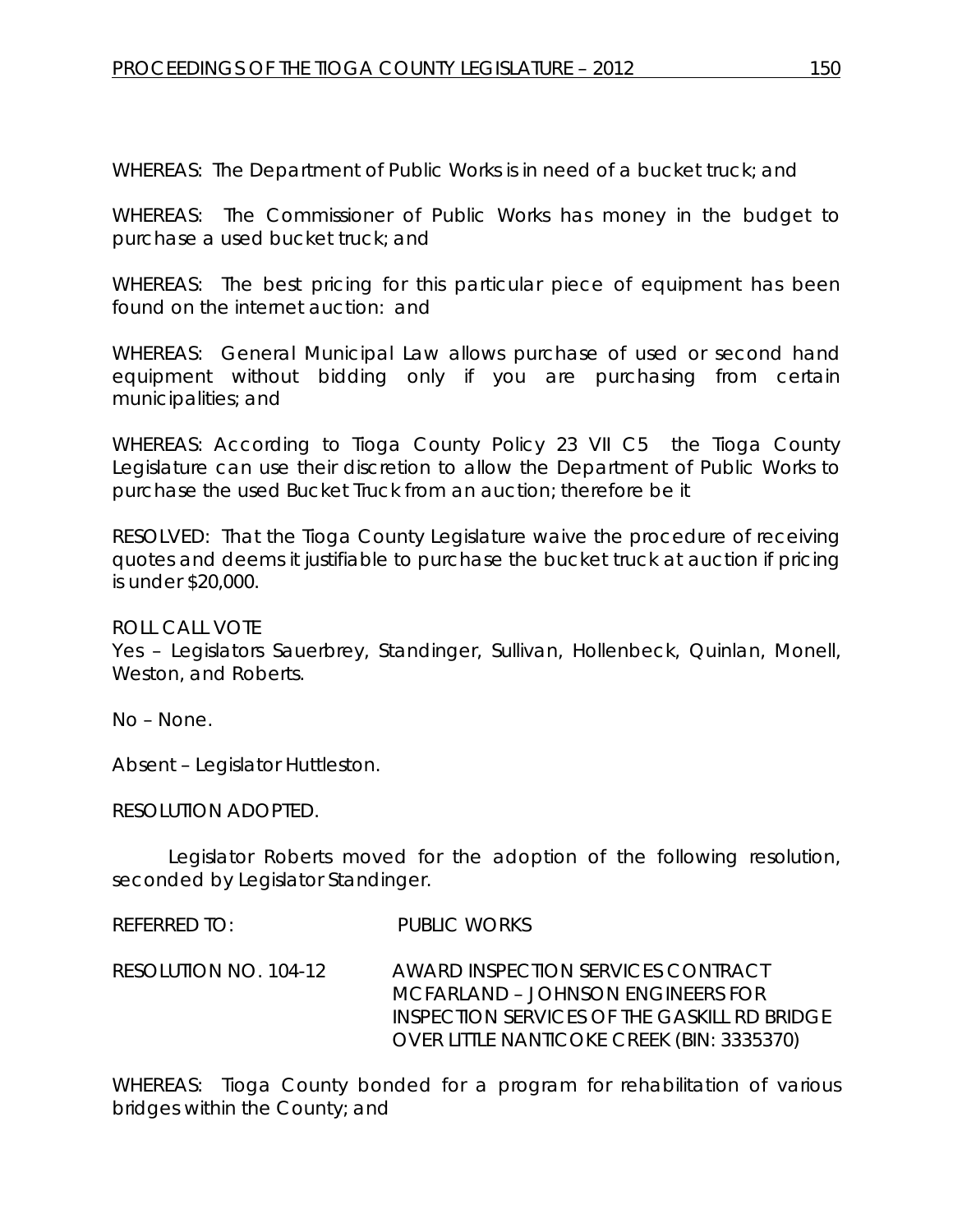WHEREAS: The Department of Public Works is in need of a bucket truck; and

WHEREAS: The Commissioner of Public Works has money in the budget to purchase a used bucket truck; and

WHEREAS: The best pricing for this particular piece of equipment has been found on the internet auction: and

WHEREAS: General Municipal Law allows purchase of used or second hand equipment without bidding only if you are purchasing from certain municipalities; and

WHEREAS: According to Tioga County Policy 23 VII C5 the Tioga County Legislature can use their discretion to allow the Department of Public Works to purchase the used Bucket Truck from an auction; therefore be it

RESOLVED: That the Tioga County Legislature waive the procedure of receiving quotes and deems it justifiable to purchase the bucket truck at auction if pricing is under $20,000.

ROLL CALL VOTE
Yes – Legislators Sauerbrey, Standinger, Sullivan, Hollenbeck, Quinlan, Monell, Weston, and Roberts.

No – None.

Absent – Legislator Huttleston.

RESOLUTION ADOPTED.

Legislator Roberts moved for the adoption of the following resolution, seconded by Legislator Standinger.

REFERRED TO: PUBLIC WORKS

RESOLUTION NO. 104-12 AWARD INSPECTION SERVICES CONTRACT MCFARLAND – JOHNSON ENGINEERS FOR INSPECTION SERVICES OF THE GASKILL RD BRIDGE OVER LITTLE NANTICOKE CREEK (BIN: 3335370)

WHEREAS: Tioga County bonded for a program for rehabilitation of various bridges within the County; and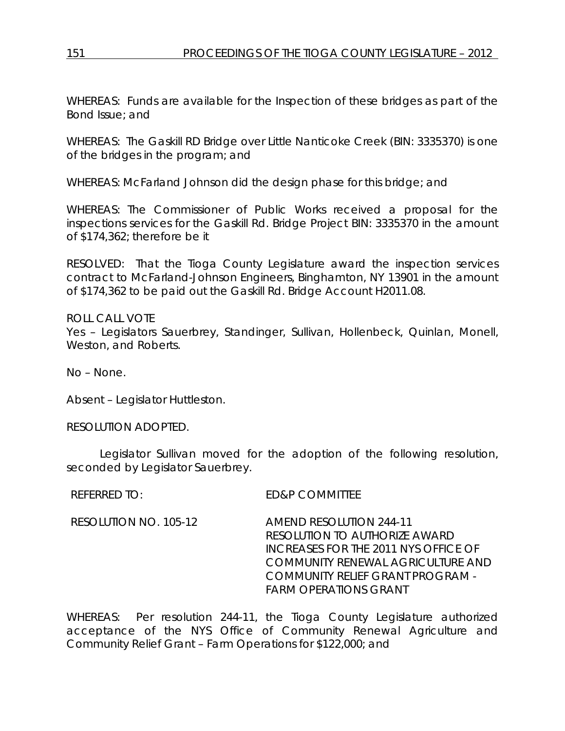WHEREAS: Funds are available for the Inspection of these bridges as part of the Bond Issue; and

WHEREAS: The Gaskill RD Bridge over Little Nanticoke Creek (BIN: 3335370) is one of the bridges in the program; and

WHEREAS: McFarland Johnson did the design phase for this bridge; and

WHEREAS: The Commissioner of Public Works received a proposal for the inspections services for the Gaskill Rd. Bridge Project BIN: 3335370 in the amount of $174,362; therefore be it

RESOLVED: That the Tioga County Legislature award the inspection services contract to McFarland-Johnson Engineers, Binghamton, NY 13901 in the amount of $174,362 to be paid out the Gaskill Rd. Bridge Account H2011.08.

ROLL CALL VOTE
Yes – Legislators Sauerbrey, Standinger, Sullivan, Hollenbeck, Quinlan, Monell, Weston, and Roberts.

No – None.

Absent – Legislator Huttleston.

RESOLUTION ADOPTED.

Legislator Sullivan moved for the adoption of the following resolution, seconded by Legislator Sauerbrey.

REFERRED TO: ED&P COMMITTEE

RESOLUTION NO. 105-12 AMEND RESOLUTION 244-11 RESOLUTION TO AUTHORIZE AWARD INCREASES FOR THE 2011 NYS OFFICE OF COMMUNITY RENEWAL AGRICULTURE AND COMMUNITY RELIEF GRANT PROGRAM - FARM OPERATIONS GRANT

WHEREAS: Per resolution 244-11, the Tioga County Legislature authorized acceptance of the NYS Office of Community Renewal Agriculture and Community Relief Grant – Farm Operations for $122,000; and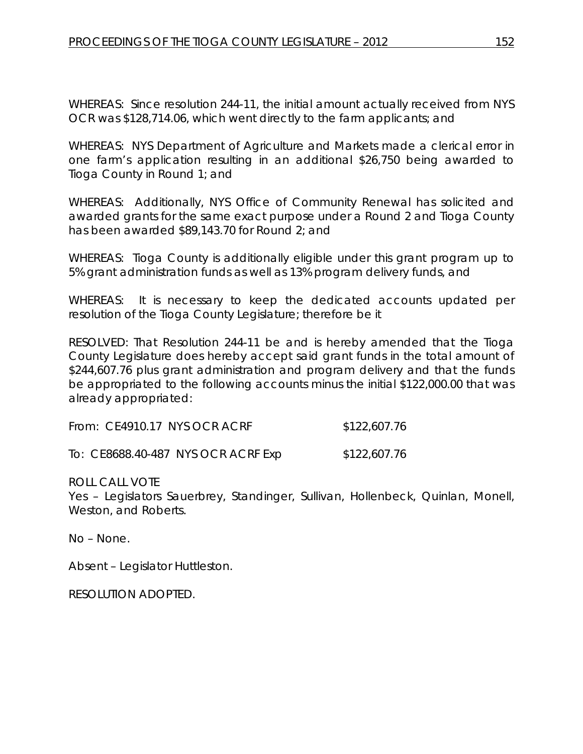WHEREAS: Since resolution 244-11, the initial amount actually received from NYS OCR was $128,714.06, which went directly to the farm applicants; and

WHEREAS: NYS Department of Agriculture and Markets made a clerical error in one farm's application resulting in an additional $26,750 being awarded to Tioga County in Round 1; and

WHEREAS: Additionally, NYS Office of Community Renewal has solicited and awarded grants for the same exact purpose under a Round 2 and Tioga County has been awarded $89,143.70 for Round 2; and

WHEREAS: Tioga County is additionally eligible under this grant program up to 5% grant administration funds as well as 13% program delivery funds, and

WHEREAS: It is necessary to keep the dedicated accounts updated per resolution of the Tioga County Legislature; therefore be it

RESOLVED: That Resolution 244-11 be and is hereby amended that the Tioga County Legislature does hereby accept said grant funds in the total amount of $244,607.76 plus grant administration and program delivery and that the funds be appropriated to the following accounts minus the initial $122,000.00 that was already appropriated:

| | |
|---|---|
| From: CE4910.17 NYS OCR ACRF | $122,607.76 |
| To: CE8688.40-487 NYS OCR ACRF Exp | $122,607.76 |

ROLL CALL VOTE
Yes – Legislators Sauerbrey, Standinger, Sullivan, Hollenbeck, Quinlan, Monell, Weston, and Roberts.

No – None.

Absent – Legislator Huttleston.

RESOLUTION ADOPTED.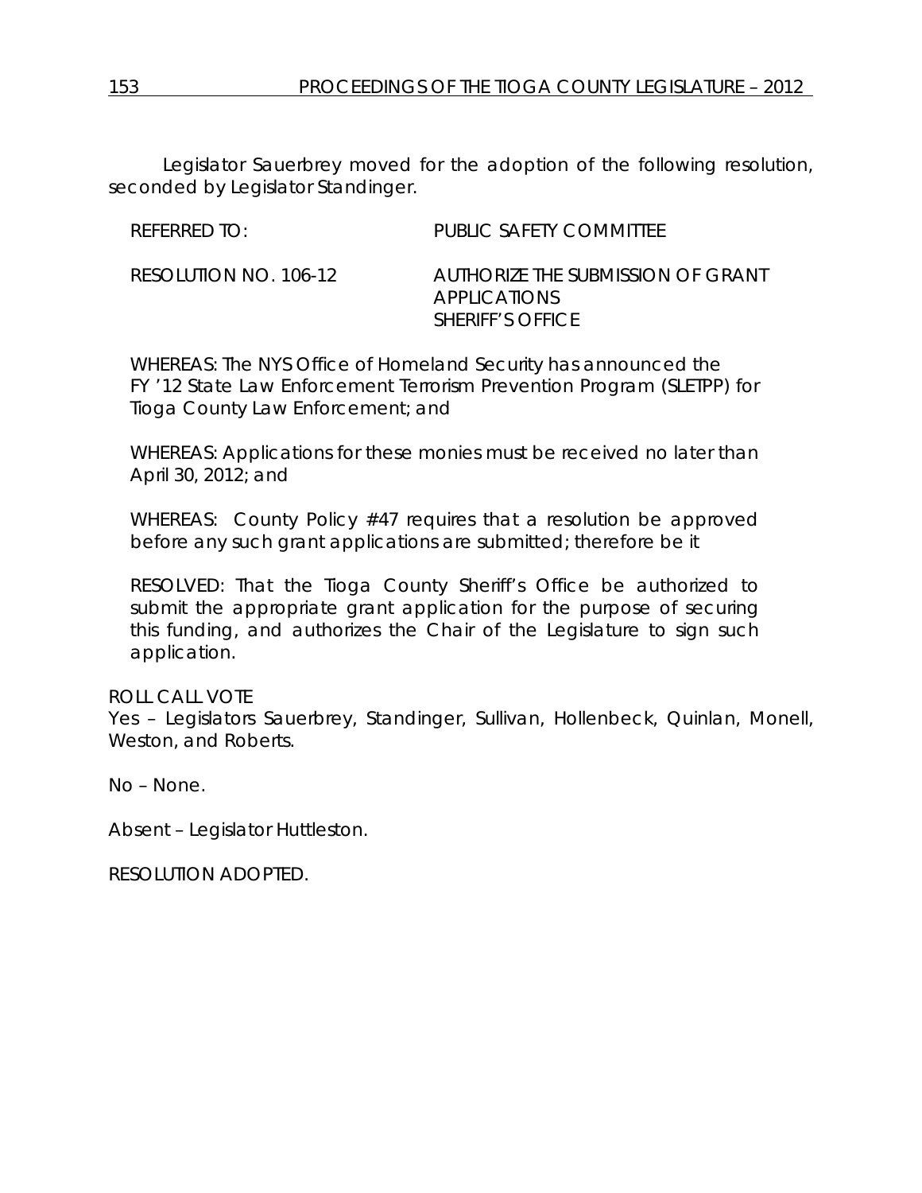Legislator Sauerbrey moved for the adoption of the following resolution, seconded by Legislator Standinger.

| | |
|---|---|
| REFERRED TO: | PUBLIC SAFETY COMMITTEE |
| RESOLUTION NO. 106-12 | AUTHORIZE THE SUBMISSION OF GRANT APPLICATIONS SHERIFF'S OFFICE |

WHEREAS: The NYS Office of Homeland Security has announced the FY '12 State Law Enforcement Terrorism Prevention Program (SLETPP) for Tioga County Law Enforcement; and

WHEREAS: Applications for these monies must be received no later than April 30, 2012; and

WHEREAS: County Policy #47 requires that a resolution be approved before any such grant applications are submitted; therefore be it

RESOLVED: That the Tioga County Sheriff's Office be authorized to submit the appropriate grant application for the purpose of securing this funding, and authorizes the Chair of the Legislature to sign such application.

ROLL CALL VOTE
Yes – Legislators Sauerbrey, Standinger, Sullivan, Hollenbeck, Quinlan, Monell, Weston, and Roberts.

No – None.

Absent – Legislator Huttleston.

RESOLUTION ADOPTED.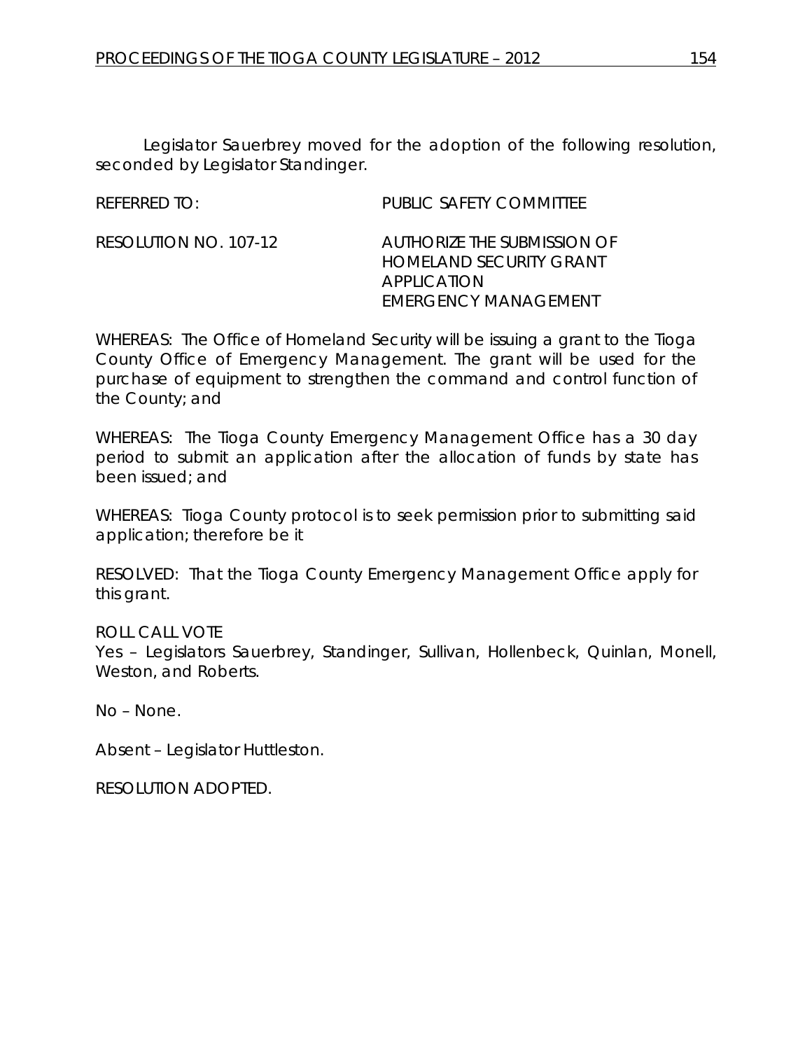Legislator Sauerbrey moved for the adoption of the following resolution, seconded by Legislator Standinger.

REFERRED TO: PUBLIC SAFETY COMMITTEE

RESOLUTION NO. 107-12 AUTHORIZE THE SUBMISSION OF HOMELAND SECURITY GRANT APPLICATION EMERGENCY MANAGEMENT

WHEREAS: The Office of Homeland Security will be issuing a grant to the Tioga County Office of Emergency Management. The grant will be used for the purchase of equipment to strengthen the command and control function of the County; and

WHEREAS: The Tioga County Emergency Management Office has a 30 day period to submit an application after the allocation of funds by state has been issued; and

WHEREAS: Tioga County protocol is to seek permission prior to submitting said application; therefore be it

RESOLVED: That the Tioga County Emergency Management Office apply for this grant.

ROLL CALL VOTE
Yes – Legislators Sauerbrey, Standinger, Sullivan, Hollenbeck, Quinlan, Monell, Weston, and Roberts.

No – None.

Absent – Legislator Huttleston.

RESOLUTION ADOPTED.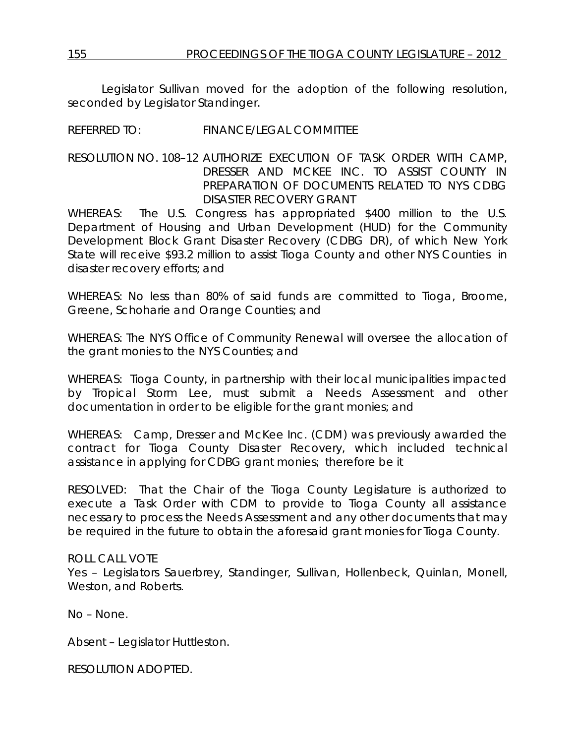Legislator Sullivan moved for the adoption of the following resolution, seconded by Legislator Standinger.

REFERRED TO: FINANCE/LEGAL COMMITTEE

RESOLUTION NO. 108–12 AUTHORIZE EXECUTION OF TASK ORDER WITH CAMP, DRESSER AND MCKEE INC. TO ASSIST COUNTY IN PREPARATION OF DOCUMENTS RELATED TO NYS CDBG DISASTER RECOVERY GRANT

WHEREAS: The U.S. Congress has appropriated $400 million to the U.S. Department of Housing and Urban Development (HUD) for the Community Development Block Grant Disaster Recovery (CDBG DR), of which New York State will receive $93.2 million to assist Tioga County and other NYS Counties in disaster recovery efforts; and

WHEREAS: No less than 80% of said funds are committed to Tioga, Broome, Greene, Schoharie and Orange Counties; and

WHEREAS: The NYS Office of Community Renewal will oversee the allocation of the grant monies to the NYS Counties; and

WHEREAS: Tioga County, in partnership with their local municipalities impacted by Tropical Storm Lee, must submit a Needs Assessment and other documentation in order to be eligible for the grant monies; and

WHEREAS: Camp, Dresser and McKee Inc. (CDM) was previously awarded the contract for Tioga County Disaster Recovery, which included technical assistance in applying for CDBG grant monies; therefore be it

RESOLVED: That the Chair of the Tioga County Legislature is authorized to execute a Task Order with CDM to provide to Tioga County all assistance necessary to process the Needs Assessment and any other documents that may be required in the future to obtain the aforesaid grant monies for Tioga County.

ROLL CALL VOTE
Yes – Legislators Sauerbrey, Standinger, Sullivan, Hollenbeck, Quinlan, Monell, Weston, and Roberts.

No – None.

Absent – Legislator Huttleston.

RESOLUTION ADOPTED.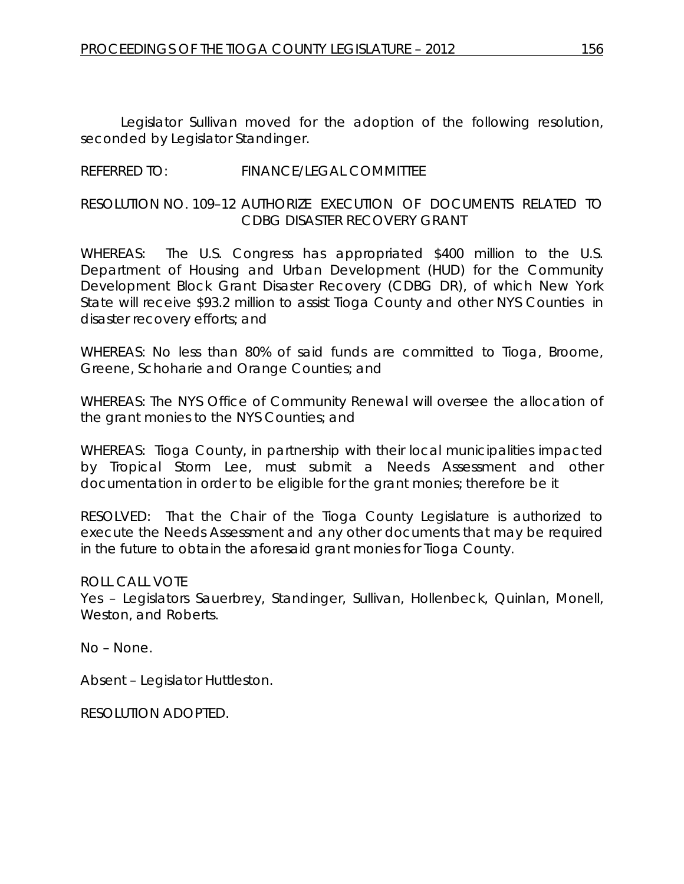Legislator Sullivan moved for the adoption of the following resolution, seconded by Legislator Standinger.

REFERRED TO: FINANCE/LEGAL COMMITTEE

RESOLUTION NO. 109–12 AUTHORIZE EXECUTION OF DOCUMENTS RELATED TO CDBG DISASTER RECOVERY GRANT

WHEREAS: The U.S. Congress has appropriated $400 million to the U.S. Department of Housing and Urban Development (HUD) for the Community Development Block Grant Disaster Recovery (CDBG DR), of which New York State will receive $93.2 million to assist Tioga County and other NYS Counties in disaster recovery efforts; and

WHEREAS: No less than 80% of said funds are committed to Tioga, Broome, Greene, Schoharie and Orange Counties; and

WHEREAS: The NYS Office of Community Renewal will oversee the allocation of the grant monies to the NYS Counties; and

WHEREAS: Tioga County, in partnership with their local municipalities impacted by Tropical Storm Lee, must submit a Needs Assessment and other documentation in order to be eligible for the grant monies; therefore be it

RESOLVED: That the Chair of the Tioga County Legislature is authorized to execute the Needs Assessment and any other documents that may be required in the future to obtain the aforesaid grant monies for Tioga County.

ROLL CALL VOTE
Yes – Legislators Sauerbrey, Standinger, Sullivan, Hollenbeck, Quinlan, Monell, Weston, and Roberts.

No – None.

Absent – Legislator Huttleston.

RESOLUTION ADOPTED.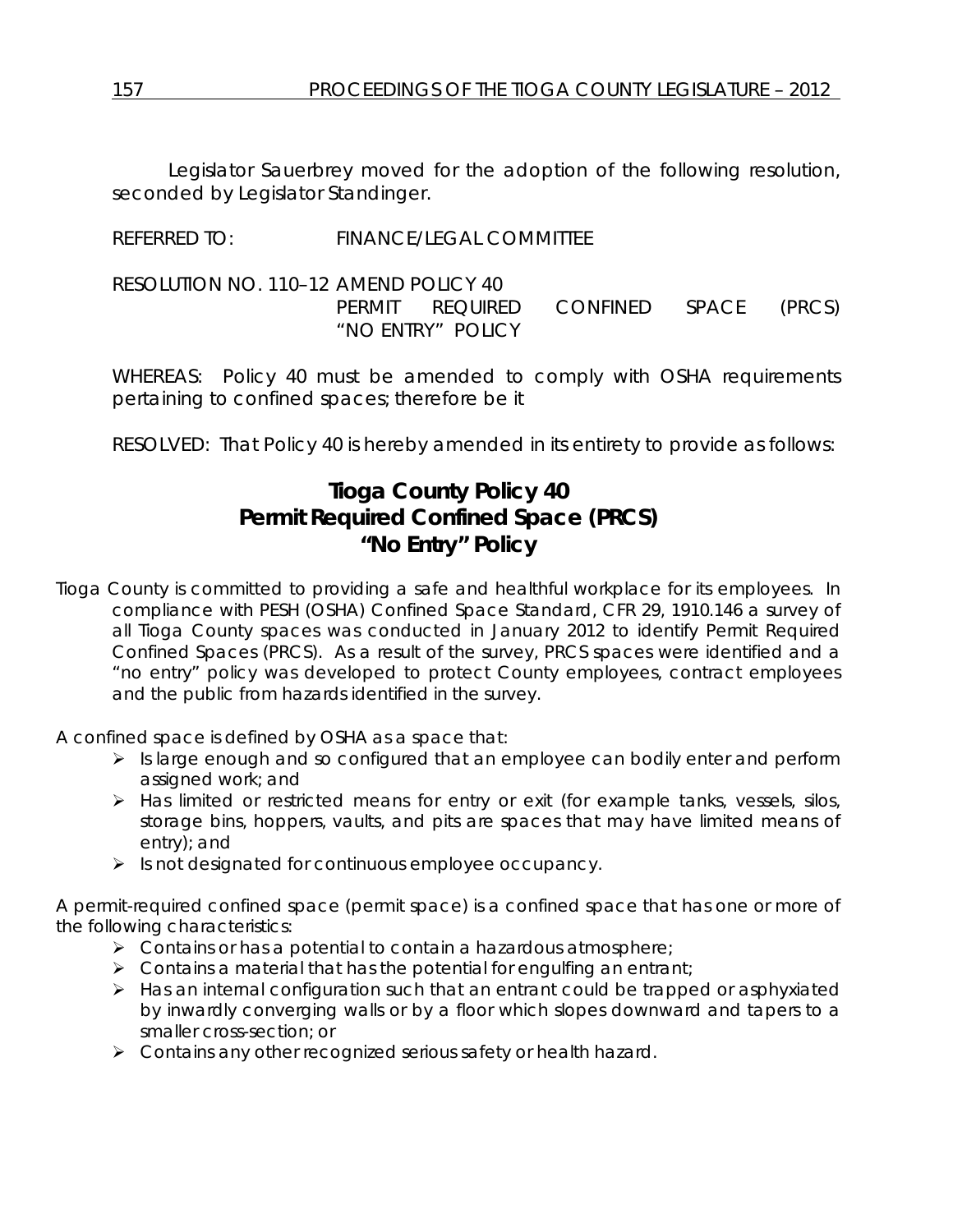Legislator Sauerbrey moved for the adoption of the following resolution, seconded by Legislator Standinger.

REFERRED TO: FINANCE/LEGAL COMMITTEE

RESOLUTION NO. 110–12 AMEND POLICY 40 PERMIT REQUIRED CONFINED SPACE (PRCS) "NO ENTRY" POLICY

WHEREAS: Policy 40 must be amended to comply with OSHA requirements pertaining to confined spaces; therefore be it

RESOLVED: That Policy 40 is hereby amended in its entirety to provide as follows:

## Tioga County Policy 40
## Permit Required Confined Space (PRCS)
## "No Entry" Policy

Tioga County is committed to providing a safe and healthful workplace for its employees. In compliance with PESH (OSHA) Confined Space Standard, CFR 29, 1910.146 a survey of all Tioga County spaces was conducted in January 2012 to identify Permit Required Confined Spaces (PRCS). As a result of the survey, PRCS spaces were identified and a "no entry" policy was developed to protect County employees, contract employees and the public from hazards identified in the survey.

A confined space is defined by OSHA as a space that:

- Is large enough and so configured that an employee can bodily enter and perform assigned work; and
- Has limited or restricted means for entry or exit (for example tanks, vessels, silos, storage bins, hoppers, vaults, and pits are spaces that may have limited means of entry); and
- Is not designated for continuous employee occupancy.

A permit-required confined space (permit space) is a confined space that has one or more of the following characteristics:

- Contains or has a potential to contain a hazardous atmosphere;
- Contains a material that has the potential for engulfing an entrant;
- Has an internal configuration such that an entrant could be trapped or asphyxiated by inwardly converging walls or by a floor which slopes downward and tapers to a smaller cross-section; or
- Contains any other recognized serious safety or health hazard.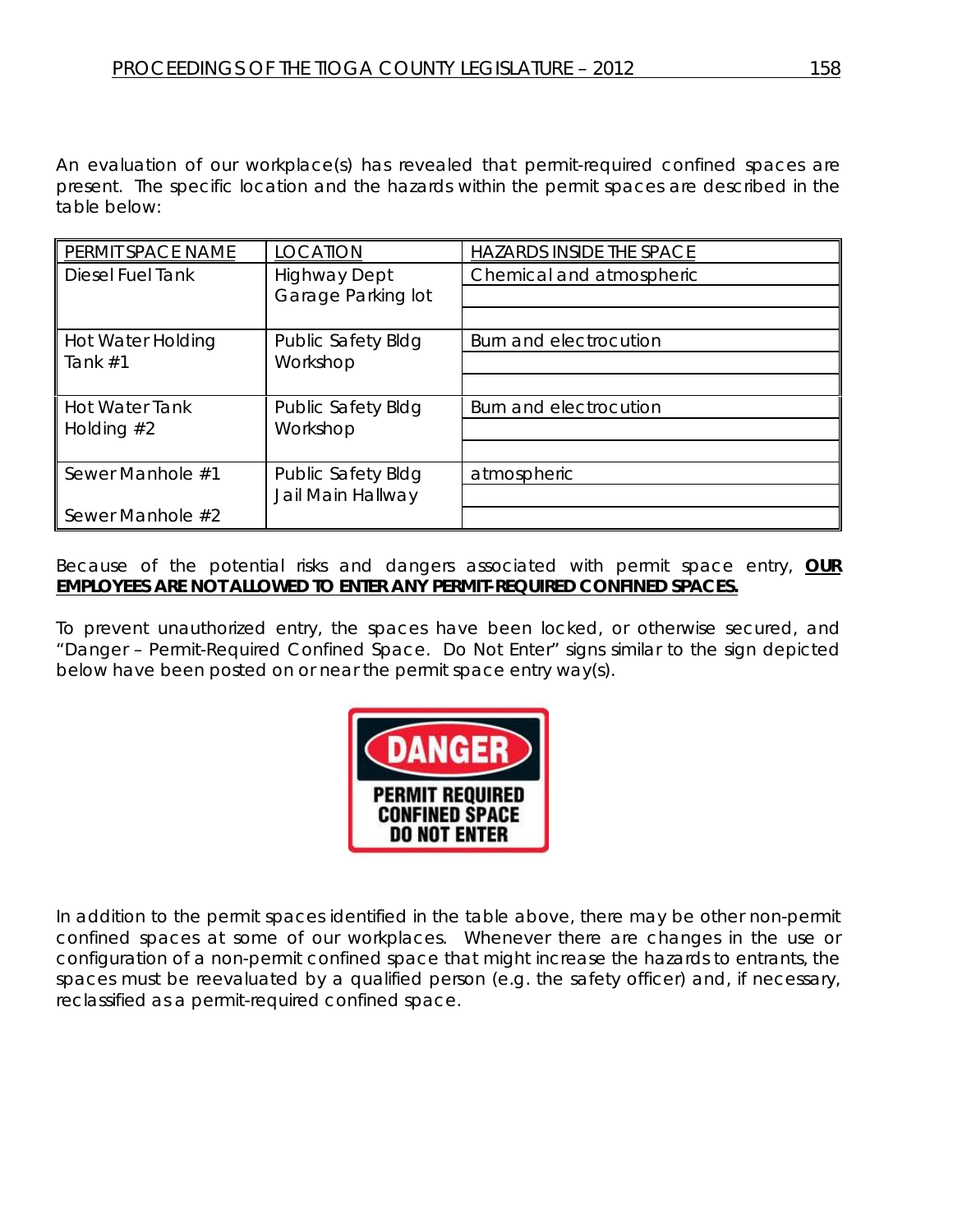An evaluation of our workplace(s) has revealed that permit-required confined spaces are present. The specific location and the hazards within the permit spaces are described in the table below:

| PERMIT SPACE NAME | LOCATION | HAZARDS INSIDE THE SPACE |
|---|---|---|
| Diesel Fuel Tank | Highway Dept Garage Parking lot | Chemical and atmospheric |
| Hot Water Holding Tank #1 | Public Safety Bldg Workshop | Burn and electrocution |
| Hot Water Tank Holding #2 | Public Safety Bldg Workshop | Burn and electrocution |
| Sewer Manhole #1<br><br>Sewer Manhole #2 | Public Safety Bldg Jail Main Hallway | atmospheric |

Because of the potential risks and dangers associated with permit space entry, **OUR EMPLOYEES ARE NOT ALLOWED TO ENTER ANY PERMIT-REQUIRED CONFINED SPACES.**

To prevent unauthorized entry, the spaces have been locked, or otherwise secured, and "Danger – Permit-Required Confined Space. Do Not Enter" signs similar to the sign depicted below have been posted on or near the permit space entry way(s).

DANGER
PERMIT REQUIRED
CONFINED SPACE
DO NOT ENTER

In addition to the permit spaces identified in the table above, there may be other non-permit confined spaces at some of our workplaces. Whenever there are changes in the use or configuration of a non-permit confined space that might increase the hazards to entrants, the spaces must be reevaluated by a qualified person (e.g. the safety officer) and, if necessary, reclassified as a permit-required confined space.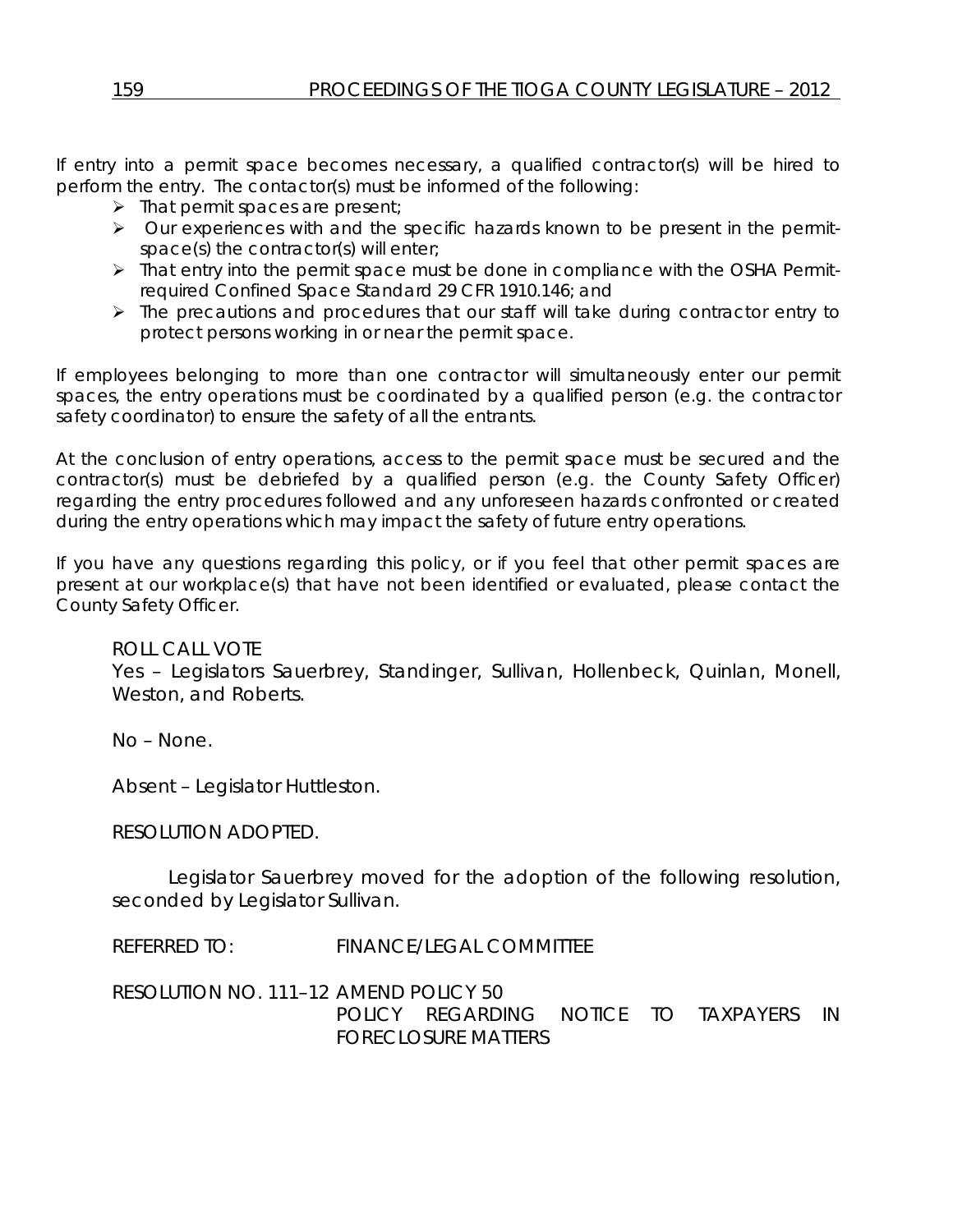If entry into a permit space becomes necessary, a qualified contractor(s) will be hired to perform the entry. The contactor(s) must be informed of the following:

- That permit spaces are present;
- Our experiences with and the specific hazards known to be present in the permit-space(s) the contractor(s) will enter;
- That entry into the permit space must be done in compliance with the OSHA Permit-required Confined Space Standard 29 CFR 1910.146; and
- The precautions and procedures that our staff will take during contractor entry to protect persons working in or near the permit space.

If employees belonging to more than one contractor will simultaneously enter our permit spaces, the entry operations must be coordinated by a qualified person (e.g. the contractor safety coordinator) to ensure the safety of all the entrants.

At the conclusion of entry operations, access to the permit space must be secured and the contractor(s) must be debriefed by a qualified person (e.g. the County Safety Officer) regarding the entry procedures followed and any unforeseen hazards confronted or created during the entry operations which may impact the safety of future entry operations.

If you have any questions regarding this policy, or if you feel that other permit spaces are present at our workplace(s) that have not been identified or evaluated, please contact the County Safety Officer.

ROLL CALL VOTE
Yes – Legislators Sauerbrey, Standinger, Sullivan, Hollenbeck, Quinlan, Monell, Weston, and Roberts.

No – None.

Absent – Legislator Huttleston.

RESOLUTION ADOPTED.

Legislator Sauerbrey moved for the adoption of the following resolution, seconded by Legislator Sullivan.

REFERRED TO: FINANCE/LEGAL COMMITTEE

RESOLUTION NO. 111–12 AMEND POLICY 50
POLICY REGARDING NOTICE TO TAXPAYERS IN FORECLOSURE MATTERS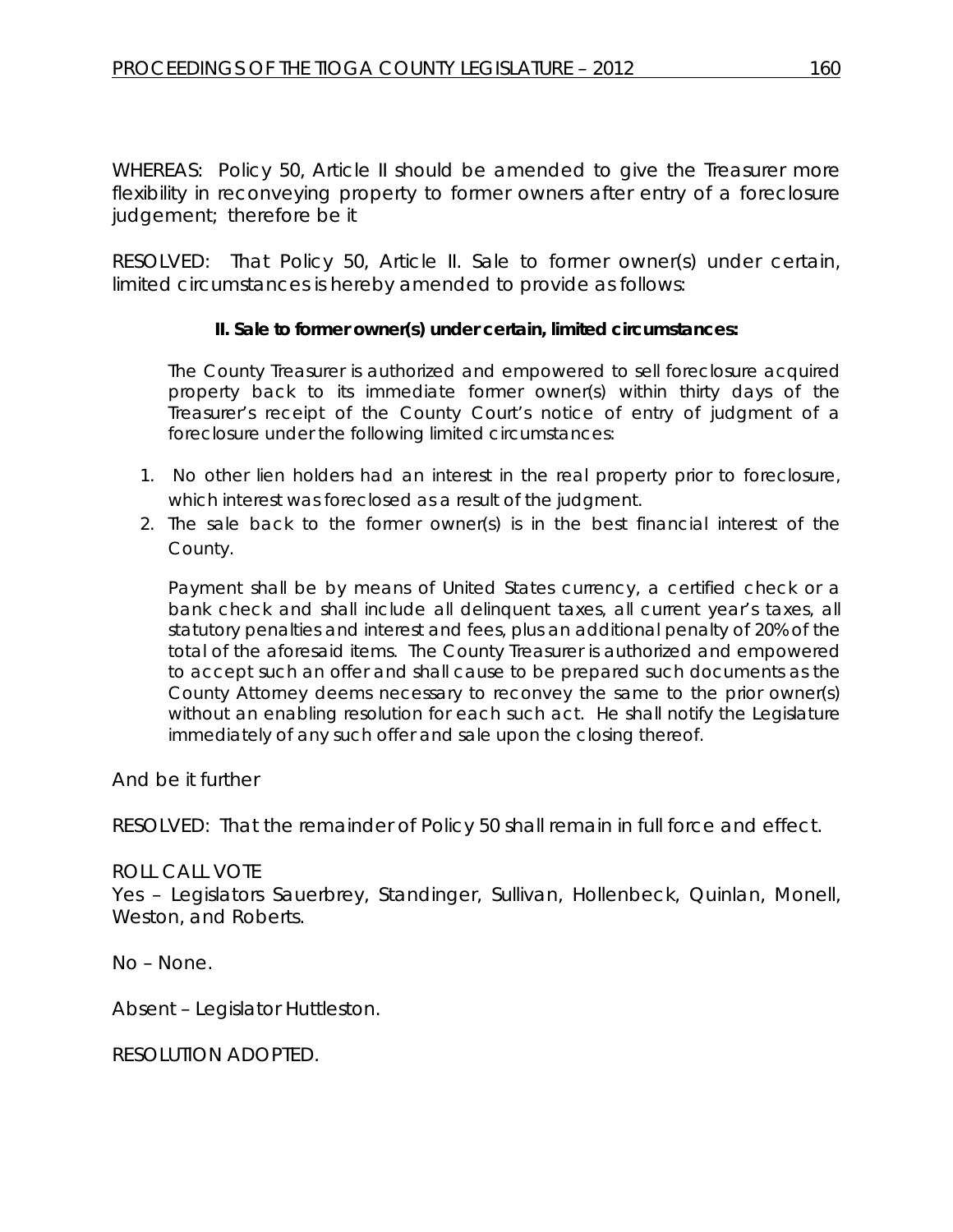WHEREAS: Policy 50, Article II should be amended to give the Treasurer more flexibility in reconveying property to former owners after entry of a foreclosure judgement; therefore be it

RESOLVED: That Policy 50, Article II. Sale to former owner(s) under certain, limited circumstances is hereby amended to provide as follows:

**II. Sale to former owner(s) under certain, limited circumstances:**

> The County Treasurer is authorized and empowered to sell foreclosure acquired property back to its immediate former owner(s) within thirty days of the Treasurer's receipt of the County Court's notice of entry of judgment of a foreclosure under the following limited circumstances:
>
> 1. No other lien holders had an interest in the real property prior to foreclosure, which interest was foreclosed as a result of the judgment.
> 2. The sale back to the former owner(s) is in the best financial interest of the County.
>
> Payment shall be by means of United States currency, a certified check or a bank check and shall include all delinquent taxes, all current year's taxes, all statutory penalties and interest and fees, plus an additional penalty of 20% of the total of the aforesaid items. The County Treasurer is authorized and empowered to accept such an offer and shall cause to be prepared such documents as the County Attorney deems necessary to reconvey the same to the prior owner(s) without an enabling resolution for each such act. He shall notify the Legislature immediately of any such offer and sale upon the closing thereof.

And be it further

RESOLVED: That the remainder of Policy 50 shall remain in full force and effect.

ROLL CALL VOTE
Yes – Legislators Sauerbrey, Standinger, Sullivan, Hollenbeck, Quinlan, Monell, Weston, and Roberts.

No – None.

Absent – Legislator Huttleston.

RESOLUTION ADOPTED.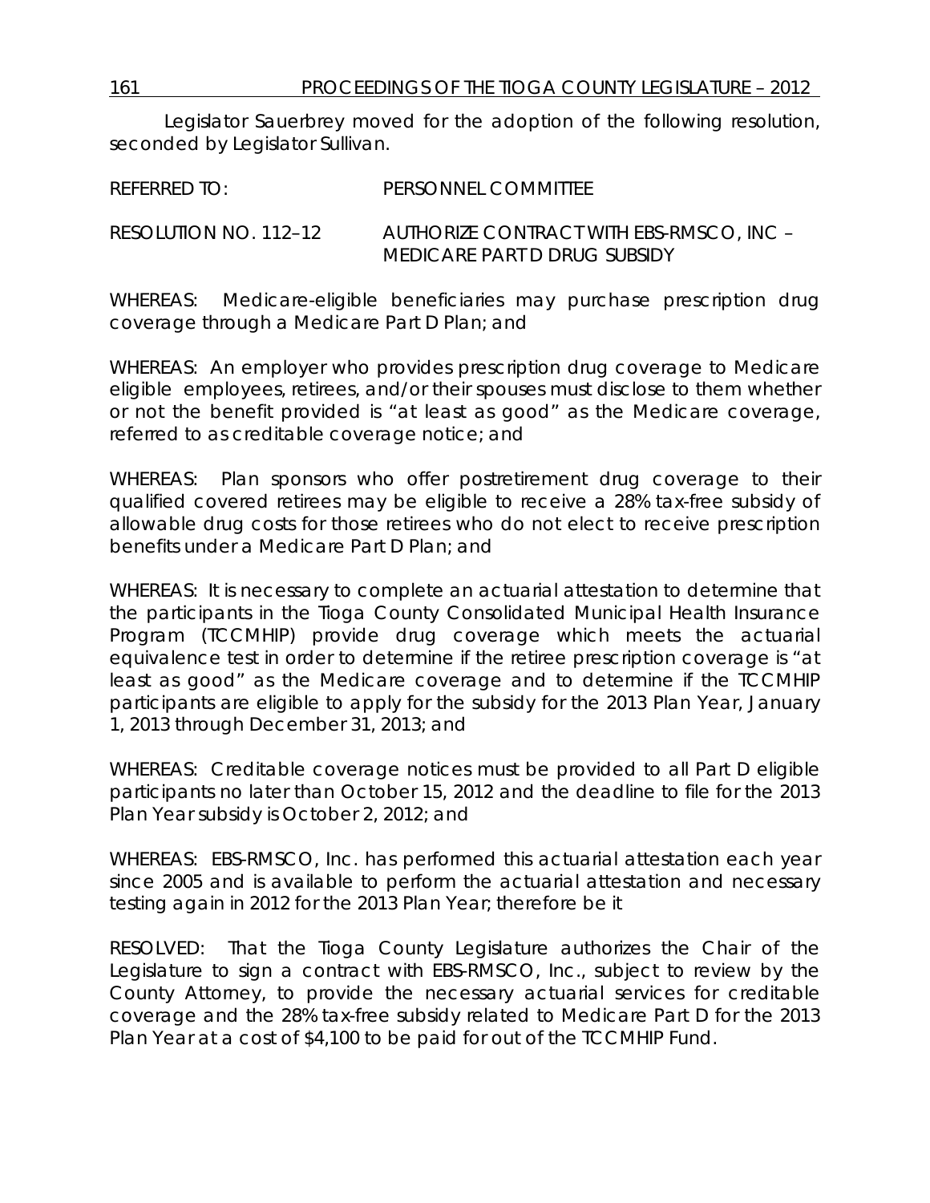Legislator Sauerbrey moved for the adoption of the following resolution, seconded by Legislator Sullivan.

REFERRED TO: PERSONNEL COMMITTEE

RESOLUTION NO. 112–12 AUTHORIZE CONTRACT WITH EBS-RMSCO, INC – MEDICARE PART D DRUG SUBSIDY

WHEREAS: Medicare-eligible beneficiaries may purchase prescription drug coverage through a Medicare Part D Plan; and

WHEREAS: An employer who provides prescription drug coverage to Medicare eligible employees, retirees, and/or their spouses must disclose to them whether or not the benefit provided is "at least as good" as the Medicare coverage, referred to as creditable coverage notice; and

WHEREAS: Plan sponsors who offer postretirement drug coverage to their qualified covered retirees may be eligible to receive a 28% tax-free subsidy of allowable drug costs for those retirees who do not elect to receive prescription benefits under a Medicare Part D Plan; and

WHEREAS: It is necessary to complete an actuarial attestation to determine that the participants in the Tioga County Consolidated Municipal Health Insurance Program (TCCMHIP) provide drug coverage which meets the actuarial equivalence test in order to determine if the retiree prescription coverage is "at least as good" as the Medicare coverage and to determine if the TCCMHIP participants are eligible to apply for the subsidy for the 2013 Plan Year, January 1, 2013 through December 31, 2013; and

WHEREAS: Creditable coverage notices must be provided to all Part D eligible participants no later than October 15, 2012 and the deadline to file for the 2013 Plan Year subsidy is October 2, 2012; and

WHEREAS: EBS-RMSCO, Inc. has performed this actuarial attestation each year since 2005 and is available to perform the actuarial attestation and necessary testing again in 2012 for the 2013 Plan Year; therefore be it

RESOLVED: That the Tioga County Legislature authorizes the Chair of the Legislature to sign a contract with EBS-RMSCO, Inc., subject to review by the County Attorney, to provide the necessary actuarial services for creditable coverage and the 28% tax-free subsidy related to Medicare Part D for the 2013 Plan Year at a cost of $4,100 to be paid for out of the TCCMHIP Fund.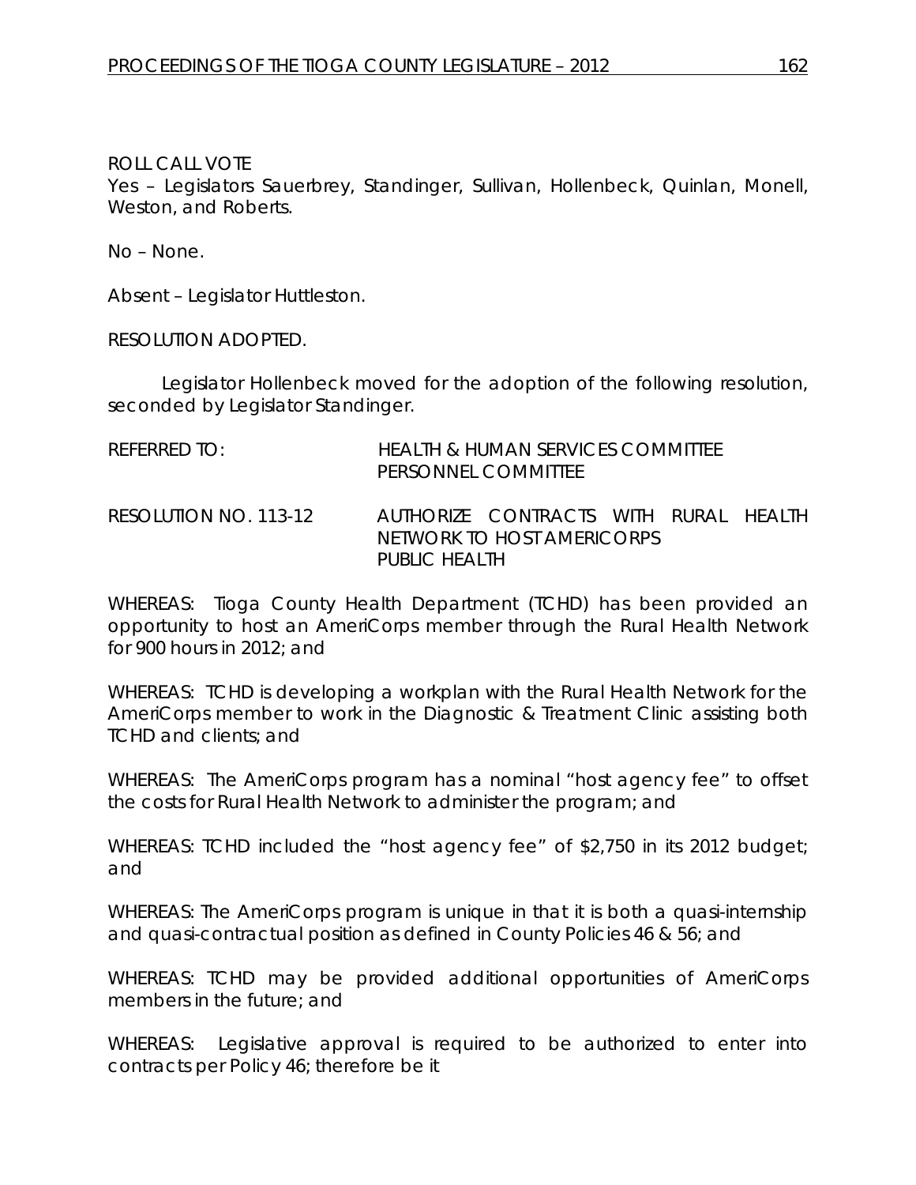ROLL CALL VOTE
Yes – Legislators Sauerbrey, Standinger, Sullivan, Hollenbeck, Quinlan, Monell, Weston, and Roberts.

No – None.

Absent – Legislator Huttleston.

RESOLUTION ADOPTED.

Legislator Hollenbeck moved for the adoption of the following resolution, seconded by Legislator Standinger.

| | |
|---|---|
| REFERRED TO: | HEALTH & HUMAN SERVICES COMMITTEE<br>PERSONNEL COMMITTEE |
| RESOLUTION NO. 113-12 | AUTHORIZE CONTRACTS WITH RURAL HEALTH NETWORK TO HOST AMERICORPS<br>PUBLIC HEALTH |

WHEREAS: Tioga County Health Department (TCHD) has been provided an opportunity to host an AmeriCorps member through the Rural Health Network for 900 hours in 2012; and

WHEREAS: TCHD is developing a workplan with the Rural Health Network for the AmeriCorps member to work in the Diagnostic & Treatment Clinic assisting both TCHD and clients; and

WHEREAS: The AmeriCorps program has a nominal "host agency fee" to offset the costs for Rural Health Network to administer the program; and

WHEREAS: TCHD included the "host agency fee" of $2,750 in its 2012 budget; and

WHEREAS: The AmeriCorps program is unique in that it is both a quasi-internship and quasi-contractual position as defined in County Policies 46 & 56; and

WHEREAS: TCHD may be provided additional opportunities of AmeriCorps members in the future; and

WHEREAS: Legislative approval is required to be authorized to enter into contracts per Policy 46; therefore be it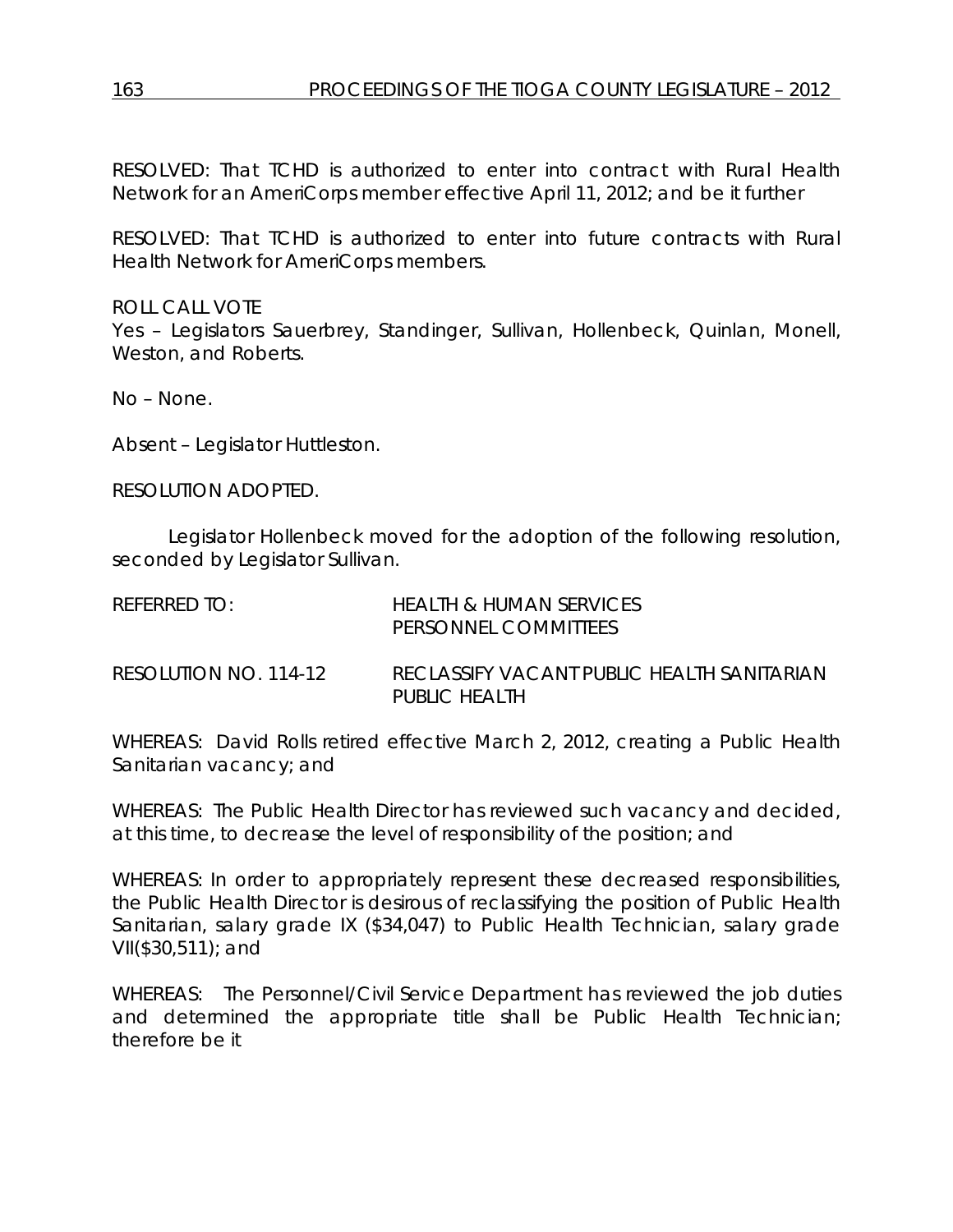RESOLVED: That TCHD is authorized to enter into contract with Rural Health Network for an AmeriCorps member effective April 11, 2012; and be it further

RESOLVED: That TCHD is authorized to enter into future contracts with Rural Health Network for AmeriCorps members.

ROLL CALL VOTE
Yes – Legislators Sauerbrey, Standinger, Sullivan, Hollenbeck, Quinlan, Monell, Weston, and Roberts.

No – None.

Absent – Legislator Huttleston.

RESOLUTION ADOPTED.

Legislator Hollenbeck moved for the adoption of the following resolution, seconded by Legislator Sullivan.

| | |
|---|---|
| REFERRED TO: | HEALTH & HUMAN SERVICES PERSONNEL COMMITTEES |
| RESOLUTION NO. 114-12 | RECLASSIFY VACANT PUBLIC HEALTH SANITARIAN PUBLIC HEALTH |

WHEREAS: David Rolls retired effective March 2, 2012, creating a Public Health Sanitarian vacancy; and

WHEREAS: The Public Health Director has reviewed such vacancy and decided, at this time, to decrease the level of responsibility of the position; and

WHEREAS: In order to appropriately represent these decreased responsibilities, the Public Health Director is desirous of reclassifying the position of Public Health Sanitarian, salary grade IX ($34,047) to Public Health Technician, salary grade VII($30,511); and

WHEREAS: The Personnel/Civil Service Department has reviewed the job duties and determined the appropriate title shall be Public Health Technician; therefore be it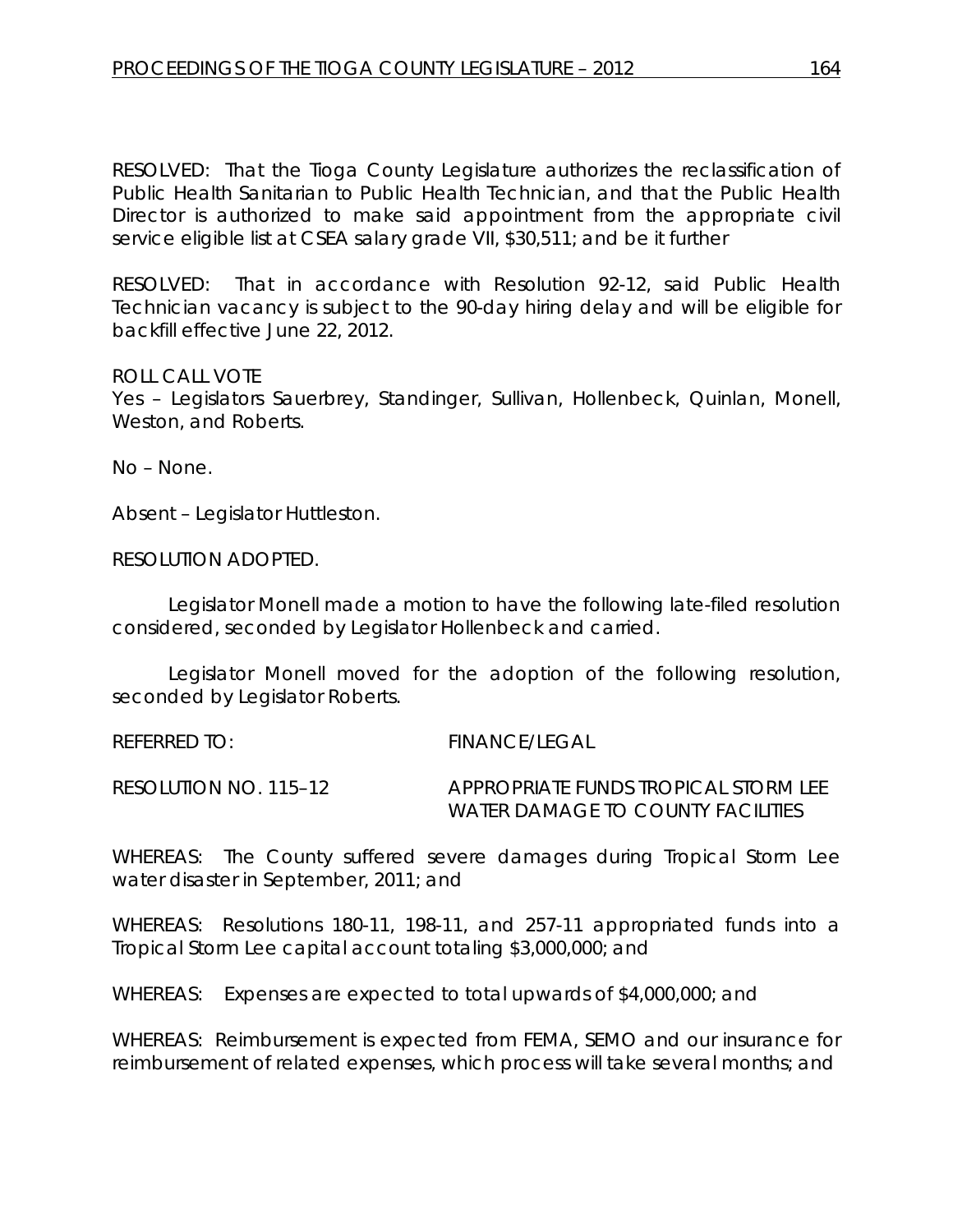RESOLVED: That the Tioga County Legislature authorizes the reclassification of Public Health Sanitarian to Public Health Technician, and that the Public Health Director is authorized to make said appointment from the appropriate civil service eligible list at CSEA salary grade VII, $30,511; and be it further

RESOLVED: That in accordance with Resolution 92-12, said Public Health Technician vacancy is subject to the 90-day hiring delay and will be eligible for backfill effective June 22, 2012.

ROLL CALL VOTE
Yes – Legislators Sauerbrey, Standinger, Sullivan, Hollenbeck, Quinlan, Monell, Weston, and Roberts.

No – None.

Absent – Legislator Huttleston.

RESOLUTION ADOPTED.

Legislator Monell made a motion to have the following late-filed resolution considered, seconded by Legislator Hollenbeck and carried.

Legislator Monell moved for the adoption of the following resolution, seconded by Legislator Roberts.

REFERRED TO: FINANCE/LEGAL

RESOLUTION NO. 115–12 APPROPRIATE FUNDS TROPICAL STORM LEE WATER DAMAGE TO COUNTY FACILITIES

WHEREAS: The County suffered severe damages during Tropical Storm Lee water disaster in September, 2011; and

WHEREAS: Resolutions 180-11, 198-11, and 257-11 appropriated funds into a Tropical Storm Lee capital account totaling $3,000,000; and

WHEREAS: Expenses are expected to total upwards of $4,000,000; and

WHEREAS: Reimbursement is expected from FEMA, SEMO and our insurance for reimbursement of related expenses, which process will take several months; and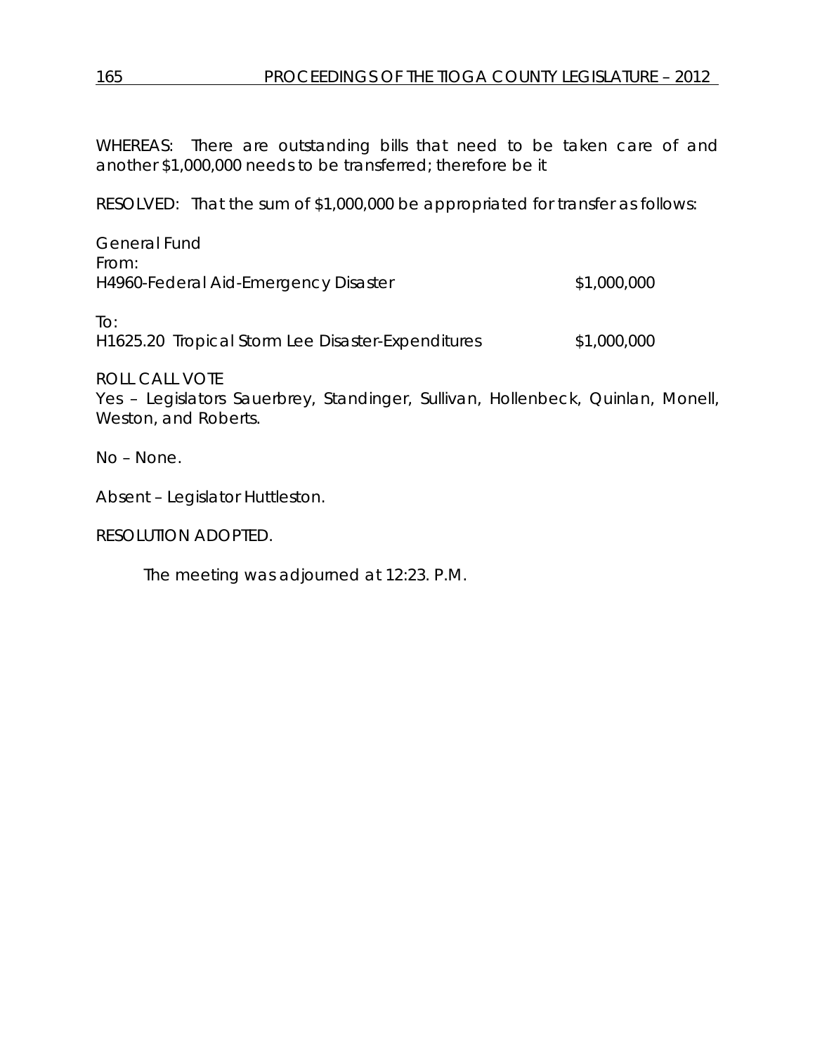WHEREAS: There are outstanding bills that need to be taken care of and another $1,000,000 needs to be transferred; therefore be it

RESOLVED: That the sum of $1,000,000 be appropriated for transfer as follows:

| | |
|---|---|
| General Fund | |
| From: | |
| H4960-Federal Aid-Emergency Disaster | $1,000,000 |
| To: | |
| H1625.20 Tropical Storm Lee Disaster-Expenditures | $1,000,000 |

ROLL CALL VOTE
Yes – Legislators Sauerbrey, Standinger, Sullivan, Hollenbeck, Quinlan, Monell, Weston, and Roberts.

No – None.

Absent – Legislator Huttleston.

RESOLUTION ADOPTED.

The meeting was adjourned at 12:23. P.M.